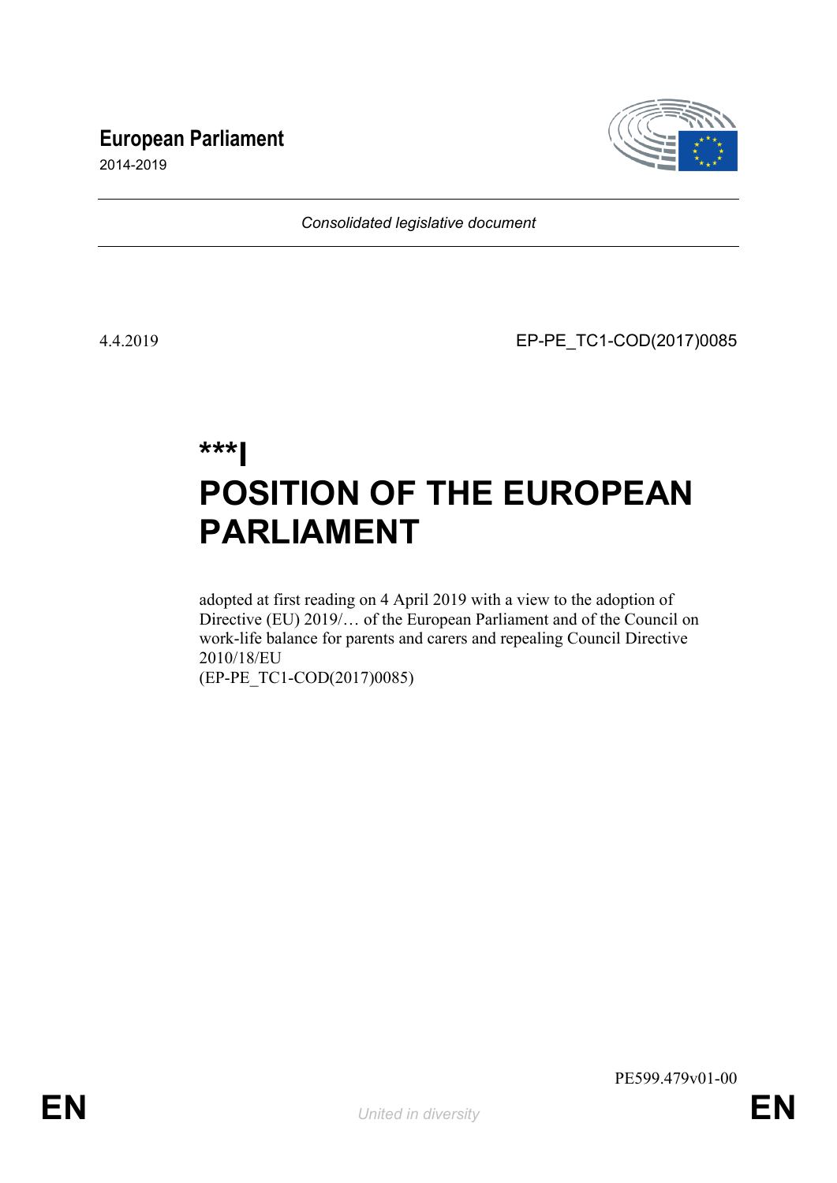**European Parliament**

2014-2019

*Consolidated legislative document*

4.4.2019

EP-PE_TC1-COD(2017)0085

# ***I

# POSITION OF THE EUROPEAN PARLIAMENT

adopted at first reading on 4 April 2019 with a view to the adoption of Directive (EU) 2019/… of the European Parliament and of the Council on work-life balance for parents and carers and repealing Council Directive 2010/18/EU
(EP-PE_TC1-COD(2017)0085)

PE599.479v01-00

EN

*United in diversity*

EN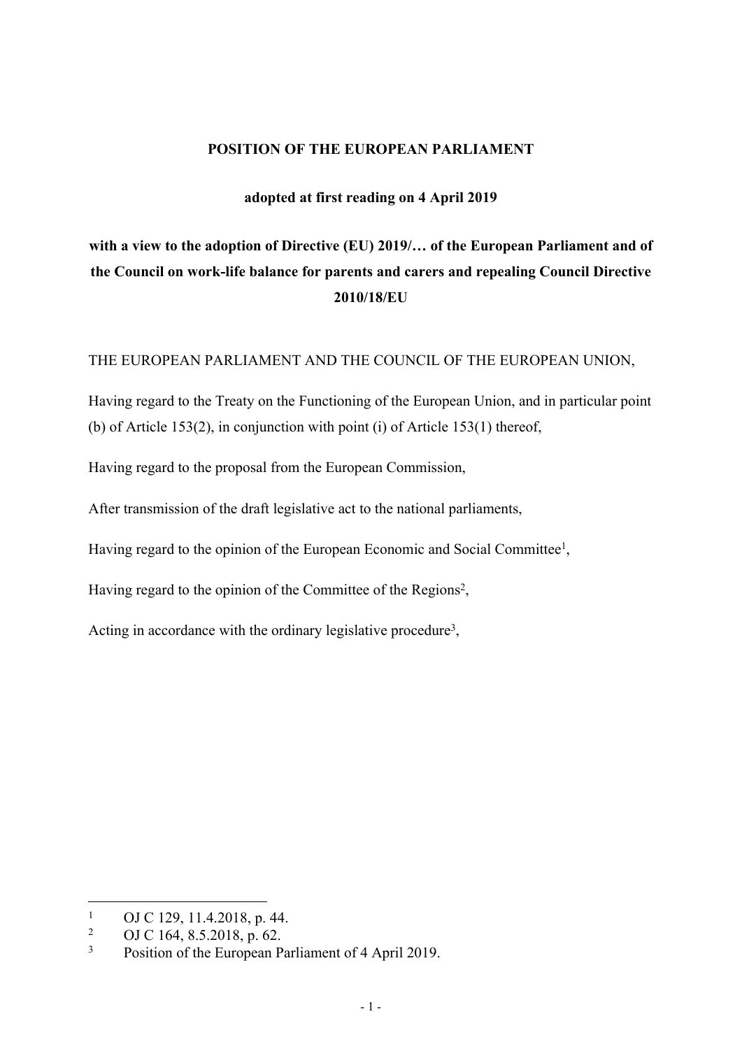**POSITION OF THE EUROPEAN PARLIAMENT**

**adopted at first reading on 4 April 2019**

**with a view to the adoption of Directive (EU) 2019/… of the European Parliament and of the Council on work-life balance for parents and carers and repealing Council Directive 2010/18/EU**

THE EUROPEAN PARLIAMENT AND THE COUNCIL OF THE EUROPEAN UNION,

Having regard to the Treaty on the Functioning of the European Union, and in particular point (b) of Article 153(2), in conjunction with point (i) of Article 153(1) thereof,

Having regard to the proposal from the European Commission,

After transmission of the draft legislative act to the national parliaments,

Having regard to the opinion of the European Economic and Social Committee[1],

Having regard to the opinion of the Committee of the Regions[2],

Acting in accordance with the ordinary legislative procedure[3],

---

[1] OJ C 129, 11.4.2018, p. 44.

[2] OJ C 164, 8.5.2018, p. 62.

[3] Position of the European Parliament of 4 April 2019.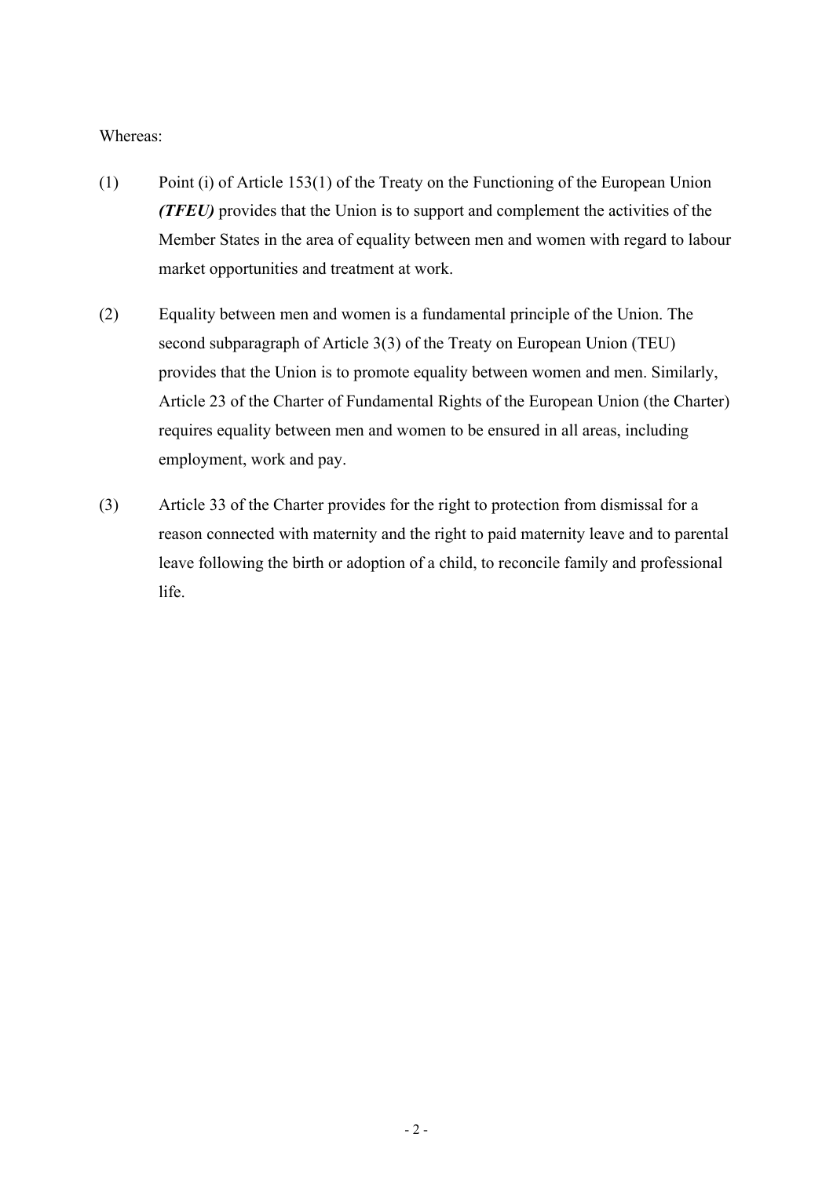Whereas:

(1) Point (i) of Article 153(1) of the Treaty on the Functioning of the European Union ***(TFEU)*** provides that the Union is to support and complement the activities of the Member States in the area of equality between men and women with regard to labour market opportunities and treatment at work.

(2) Equality between men and women is a fundamental principle of the Union. The second subparagraph of Article 3(3) of the Treaty on European Union (TEU) provides that the Union is to promote equality between women and men. Similarly, Article 23 of the Charter of Fundamental Rights of the European Union (the Charter) requires equality between men and women to be ensured in all areas, including employment, work and pay.

(3) Article 33 of the Charter provides for the right to protection from dismissal for a reason connected with maternity and the right to paid maternity leave and to parental leave following the birth or adoption of a child, to reconcile family and professional life.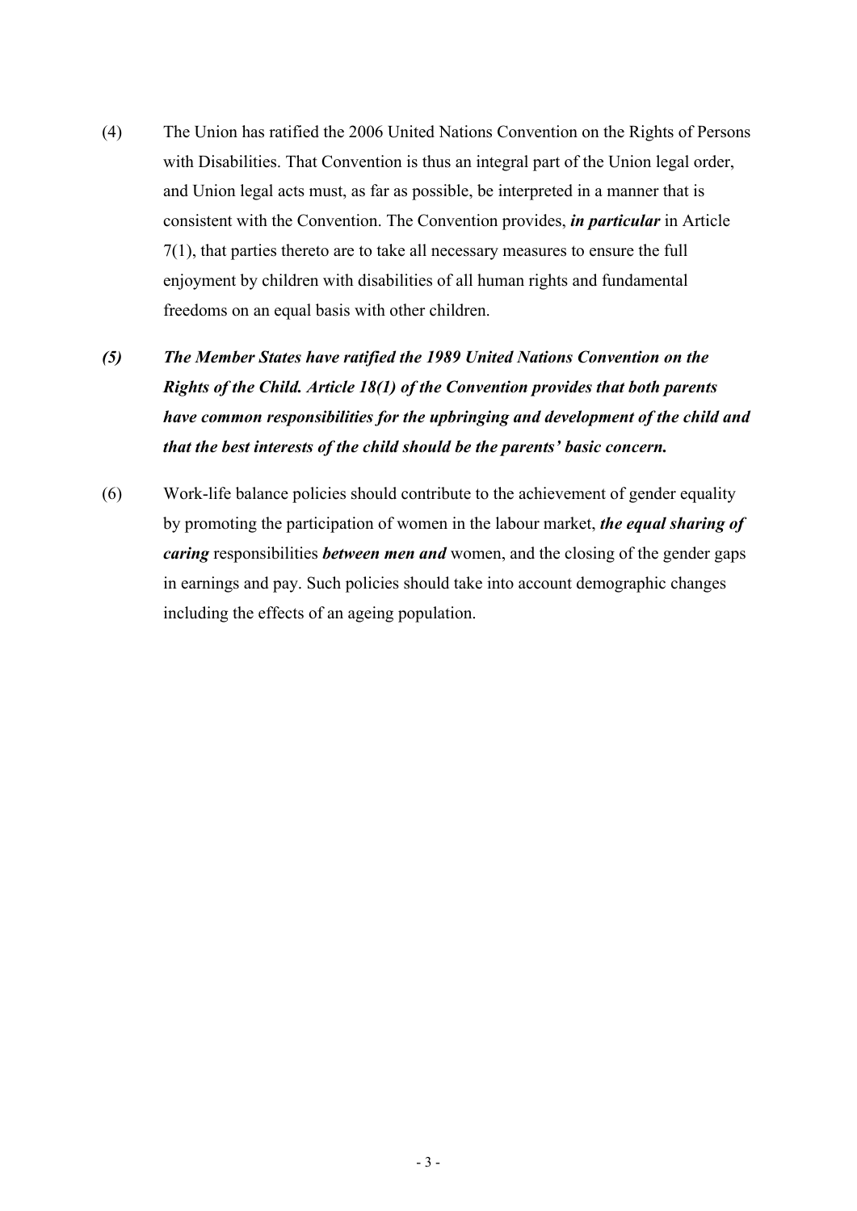(4) The Union has ratified the 2006 United Nations Convention on the Rights of Persons with Disabilities. That Convention is thus an integral part of the Union legal order, and Union legal acts must, as far as possible, be interpreted in a manner that is consistent with the Convention. The Convention provides, ***in particular*** in Article 7(1), that parties thereto are to take all necessary measures to ensure the full enjoyment by children with disabilities of all human rights and fundamental freedoms on an equal basis with other children.

***(5) The Member States have ratified the 1989 United Nations Convention on the Rights of the Child. Article 18(1) of the Convention provides that both parents have common responsibilities for the upbringing and development of the child and that the best interests of the child should be the parents' basic concern.***

(6) Work-life balance policies should contribute to the achievement of gender equality by promoting the participation of women in the labour market, ***the equal sharing of caring*** responsibilities ***between men and*** women, and the closing of the gender gaps in earnings and pay. Such policies should take into account demographic changes including the effects of an ageing population.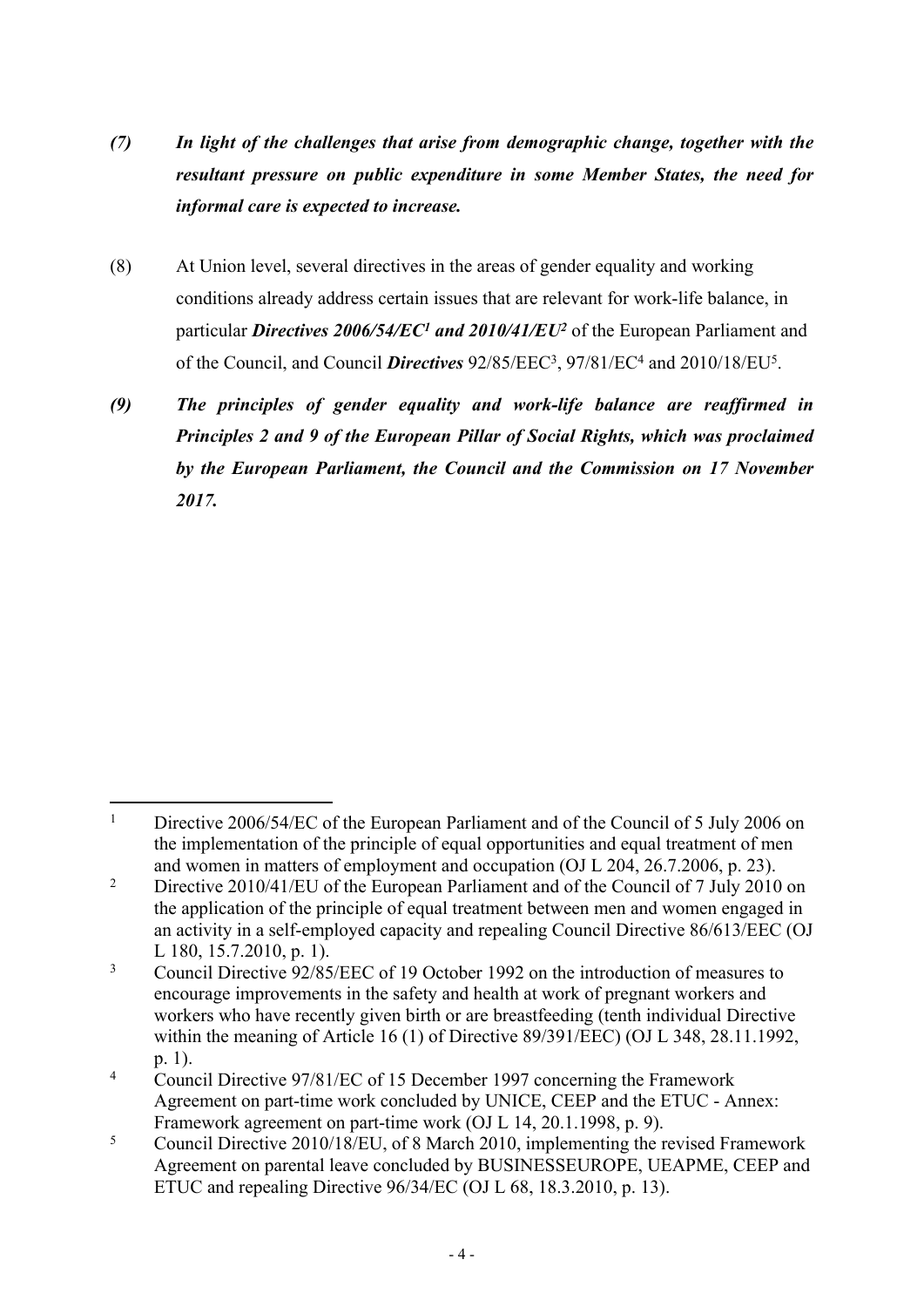*(7) In light of the challenges that arise from demographic change, together with the resultant pressure on public expenditure in some Member States, the need for informal care is expected to increase.*

(8) At Union level, several directives in the areas of gender equality and working conditions already address certain issues that are relevant for work-life balance, in particular ***Directives 2006/54/EC[1] and 2010/41/EU[2]*** of the European Parliament and of the Council, and Council ***Directives*** 92/85/EEC[3], 97/81/EC[4] and 2010/18/EU[5].

*(9) The principles of gender equality and work-life balance are reaffirmed in Principles 2 and 9 of the European Pillar of Social Rights, which was proclaimed by the European Parliament, the Council and the Commission on 17 November 2017.*

---

[1] Directive 2006/54/EC of the European Parliament and of the Council of 5 July 2006 on the implementation of the principle of equal opportunities and equal treatment of men and women in matters of employment and occupation (OJ L 204, 26.7.2006, p. 23).

[2] Directive 2010/41/EU of the European Parliament and of the Council of 7 July 2010 on the application of the principle of equal treatment between men and women engaged in an activity in a self-employed capacity and repealing Council Directive 86/613/EEC (OJ L 180, 15.7.2010, p. 1).

[3] Council Directive 92/85/EEC of 19 October 1992 on the introduction of measures to encourage improvements in the safety and health at work of pregnant workers and workers who have recently given birth or are breastfeeding (tenth individual Directive within the meaning of Article 16 (1) of Directive 89/391/EEC) (OJ L 348, 28.11.1992, p. 1).

[4] Council Directive 97/81/EC of 15 December 1997 concerning the Framework Agreement on part-time work concluded by UNICE, CEEP and the ETUC - Annex: Framework agreement on part-time work (OJ L 14, 20.1.1998, p. 9).

[5] Council Directive 2010/18/EU, of 8 March 2010, implementing the revised Framework Agreement on parental leave concluded by BUSINESSEUROPE, UEAPME, CEEP and ETUC and repealing Directive 96/34/EC (OJ L 68, 18.3.2010, p. 13).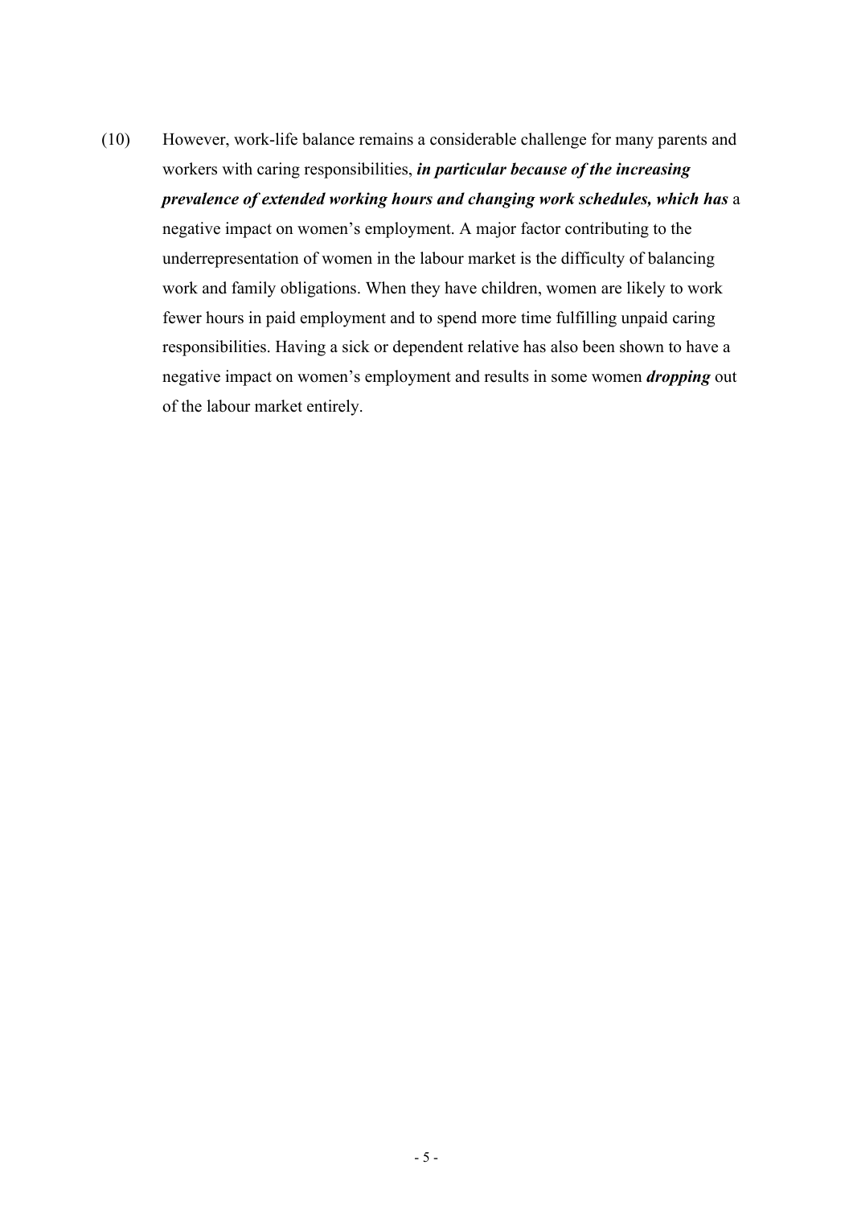(10) However, work-life balance remains a considerable challenge for many parents and workers with caring responsibilities, ***in particular because of the increasing prevalence of extended working hours and changing work schedules, which has*** a negative impact on women's employment. A major factor contributing to the underrepresentation of women in the labour market is the difficulty of balancing work and family obligations. When they have children, women are likely to work fewer hours in paid employment and to spend more time fulfilling unpaid caring responsibilities. Having a sick or dependent relative has also been shown to have a negative impact on women's employment and results in some women ***dropping*** out of the labour market entirely.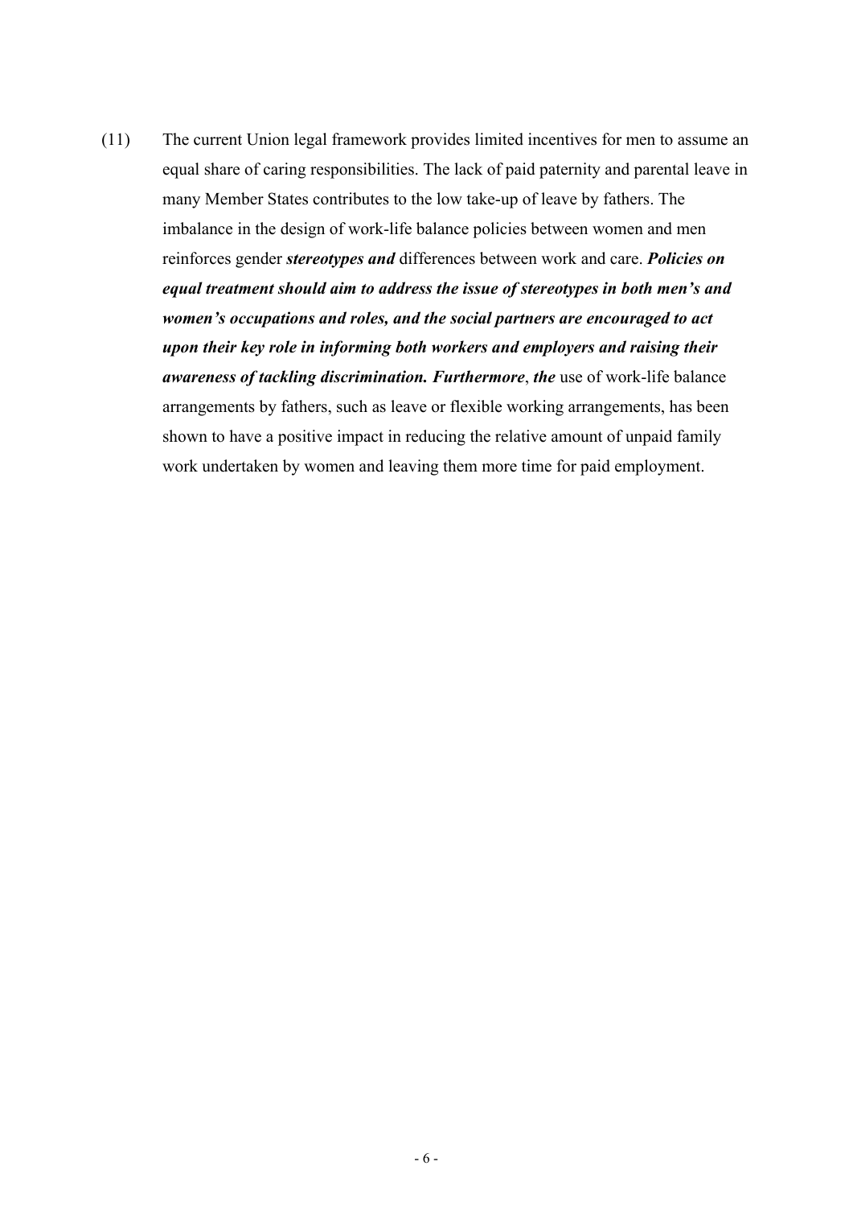(11) The current Union legal framework provides limited incentives for men to assume an equal share of caring responsibilities. The lack of paid paternity and parental leave in many Member States contributes to the low take-up of leave by fathers. The imbalance in the design of work-life balance policies between women and men reinforces gender ***stereotypes and*** differences between work and care. ***Policies on equal treatment should aim to address the issue of stereotypes in both men's and women's occupations and roles, and the social partners are encouraged to act upon their key role in informing both workers and employers and raising their awareness of tackling discrimination. Furthermore***, ***the*** use of work-life balance arrangements by fathers, such as leave or flexible working arrangements, has been shown to have a positive impact in reducing the relative amount of unpaid family work undertaken by women and leaving them more time for paid employment.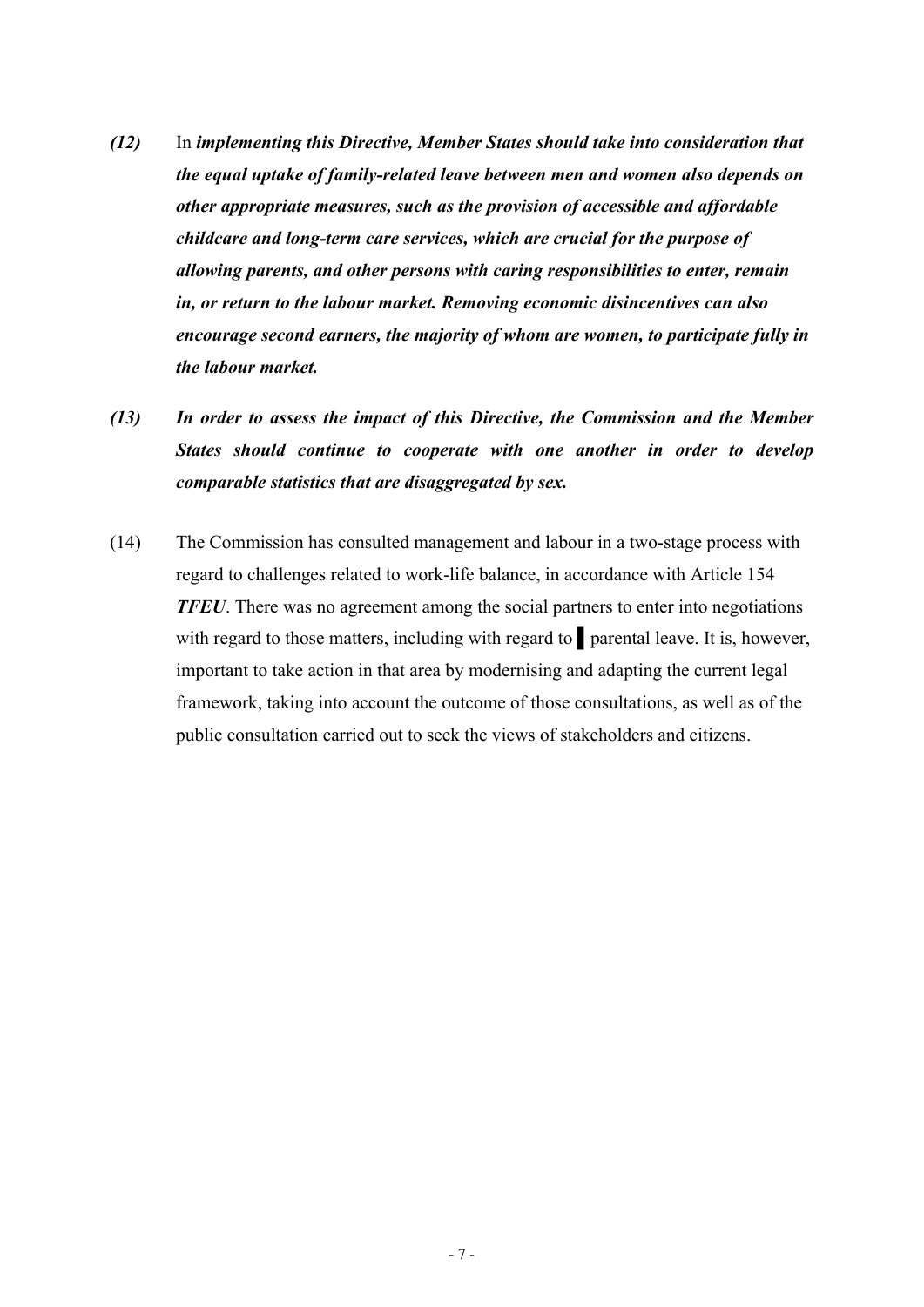*(12)* In ***implementing this Directive, Member States should take into consideration that the equal uptake of family-related leave between men and women also depends on other appropriate measures, such as the provision of accessible and affordable childcare and long-term care services, which are crucial for the purpose of allowing parents, and other persons with caring responsibilities to enter, remain in, or return to the labour market. Removing economic disincentives can also encourage second earners, the majority of whom are women, to participate fully in the labour market.***

***(13) In order to assess the impact of this Directive, the Commission and the Member States should continue to cooperate with one another in order to develop comparable statistics that are disaggregated by sex.***

(14) The Commission has consulted management and labour in a two-stage process with regard to challenges related to work-life balance, in accordance with Article 154 ***TFEU***. There was no agreement among the social partners to enter into negotiations with regard to those matters, including with regard to ▌parental leave. It is, however, important to take action in that area by modernising and adapting the current legal framework, taking into account the outcome of those consultations, as well as of the public consultation carried out to seek the views of stakeholders and citizens.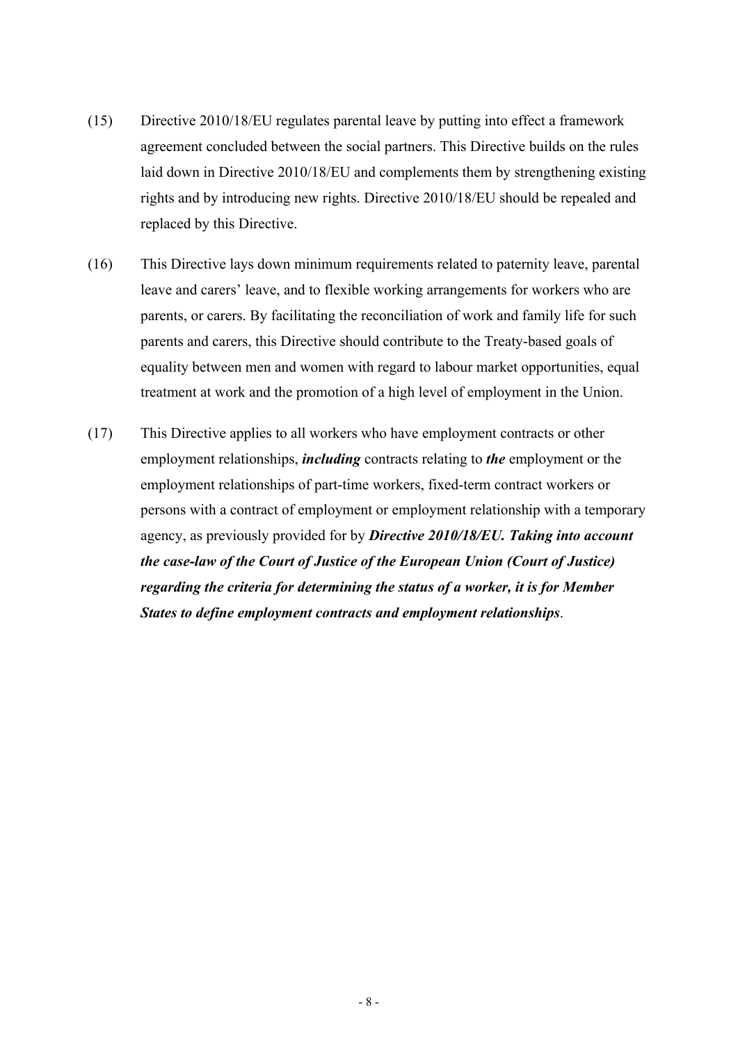(15) Directive 2010/18/EU regulates parental leave by putting into effect a framework agreement concluded between the social partners. This Directive builds on the rules laid down in Directive 2010/18/EU and complements them by strengthening existing rights and by introducing new rights. Directive 2010/18/EU should be repealed and replaced by this Directive.

(16) This Directive lays down minimum requirements related to paternity leave, parental leave and carers' leave, and to flexible working arrangements for workers who are parents, or carers. By facilitating the reconciliation of work and family life for such parents and carers, this Directive should contribute to the Treaty-based goals of equality between men and women with regard to labour market opportunities, equal treatment at work and the promotion of a high level of employment in the Union.

(17) This Directive applies to all workers who have employment contracts or other employment relationships, ***including*** contracts relating to ***the*** employment or the employment relationships of part-time workers, fixed-term contract workers or persons with a contract of employment or employment relationship with a temporary agency, as previously provided for by ***Directive 2010/18/EU. Taking into account the case-law of the Court of Justice of the European Union (Court of Justice) regarding the criteria for determining the status of a worker, it is for Member States to define employment contracts and employment relationships***.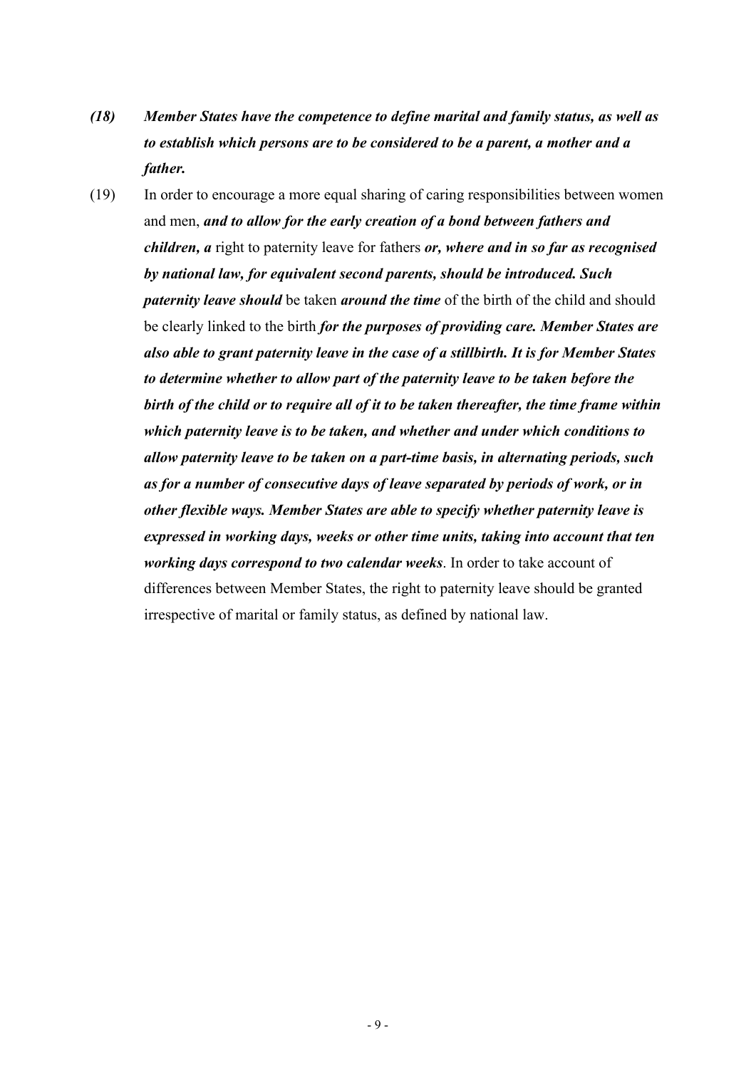***(18) Member States have the competence to define marital and family status, as well as to establish which persons are to be considered to be a parent, a mother and a father.***

(19) In order to encourage a more equal sharing of caring responsibilities between women and men, ***and to allow for the early creation of a bond between fathers and children, a*** right to paternity leave for fathers ***or, where and in so far as recognised by national law, for equivalent second parents, should be introduced. Such paternity leave should*** be taken ***around the time*** of the birth of the child and should be clearly linked to the birth ***for the purposes of providing care. Member States are also able to grant paternity leave in the case of a stillbirth. It is for Member States to determine whether to allow part of the paternity leave to be taken before the birth of the child or to require all of it to be taken thereafter, the time frame within which paternity leave is to be taken, and whether and under which conditions to allow paternity leave to be taken on a part-time basis, in alternating periods, such as for a number of consecutive days of leave separated by periods of work, or in other flexible ways. Member States are able to specify whether paternity leave is expressed in working days, weeks or other time units, taking into account that ten working days correspond to two calendar weeks***. In order to take account of differences between Member States, the right to paternity leave should be granted irrespective of marital or family status, as defined by national law.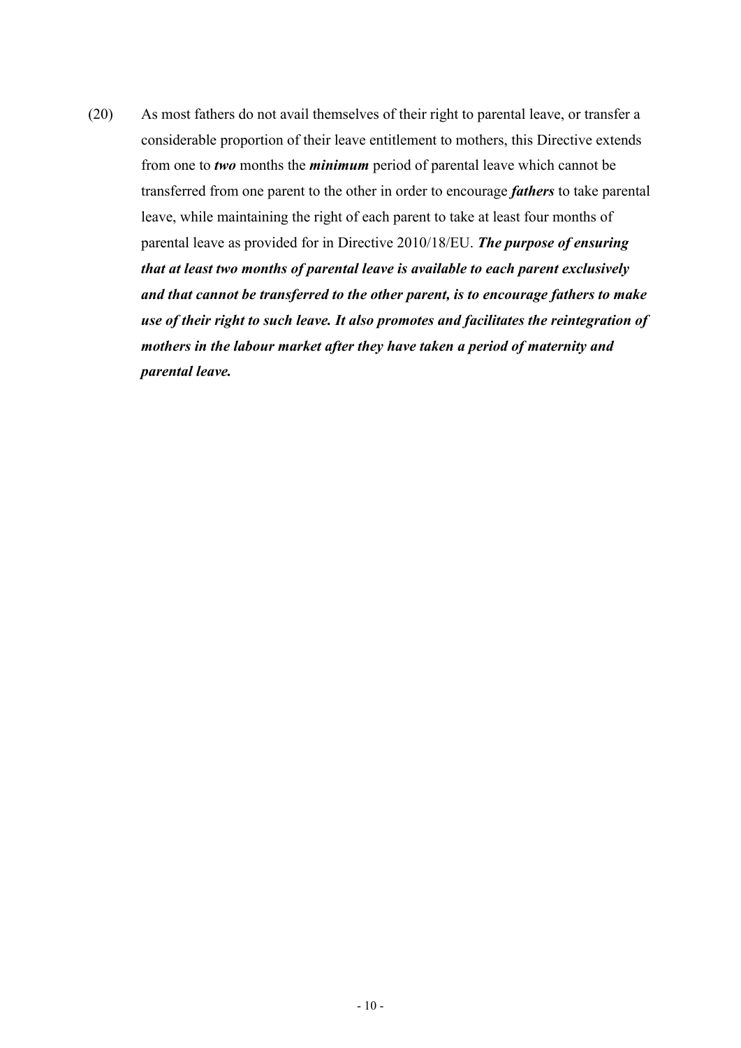(20) As most fathers do not avail themselves of their right to parental leave, or transfer a considerable proportion of their leave entitlement to mothers, this Directive extends from one to ***two*** months the ***minimum*** period of parental leave which cannot be transferred from one parent to the other in order to encourage ***fathers*** to take parental leave, while maintaining the right of each parent to take at least four months of parental leave as provided for in Directive 2010/18/EU. ***The purpose of ensuring that at least two months of parental leave is available to each parent exclusively and that cannot be transferred to the other parent, is to encourage fathers to make use of their right to such leave. It also promotes and facilitates the reintegration of mothers in the labour market after they have taken a period of maternity and parental leave.***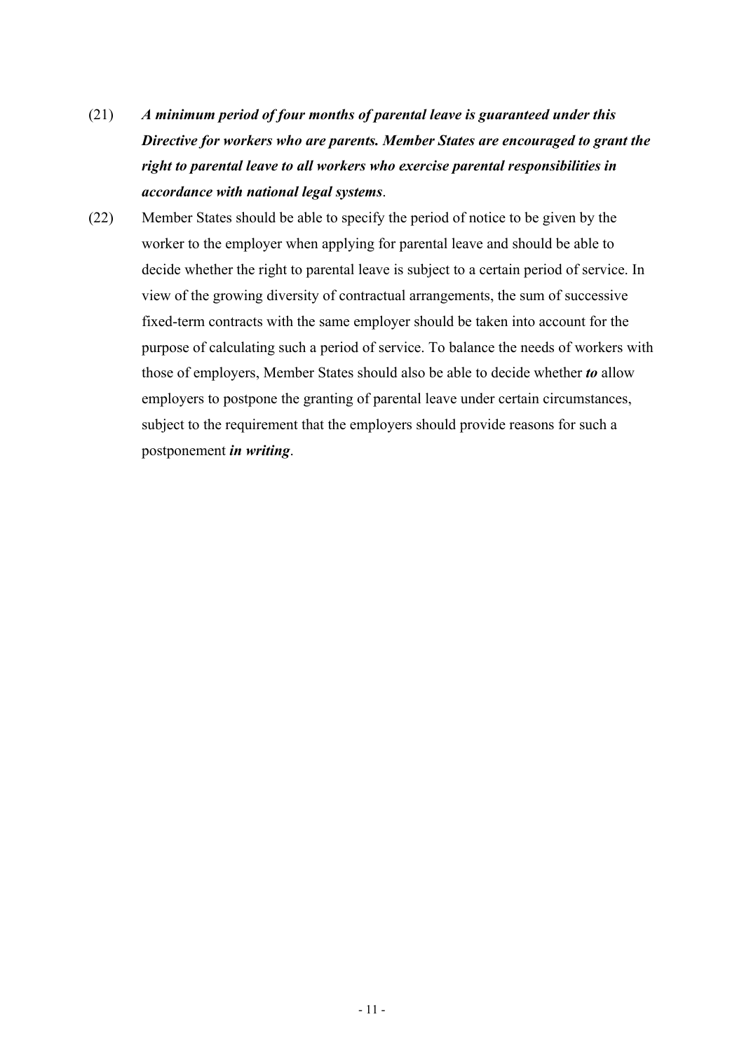(21) ***A minimum period of four months of parental leave is guaranteed under this Directive for workers who are parents. Member States are encouraged to grant the right to parental leave to all workers who exercise parental responsibilities in accordance with national legal systems***.

(22) Member States should be able to specify the period of notice to be given by the worker to the employer when applying for parental leave and should be able to decide whether the right to parental leave is subject to a certain period of service. In view of the growing diversity of contractual arrangements, the sum of successive fixed-term contracts with the same employer should be taken into account for the purpose of calculating such a period of service. To balance the needs of workers with those of employers, Member States should also be able to decide whether ***to*** allow employers to postpone the granting of parental leave under certain circumstances, subject to the requirement that the employers should provide reasons for such a postponement ***in writing***.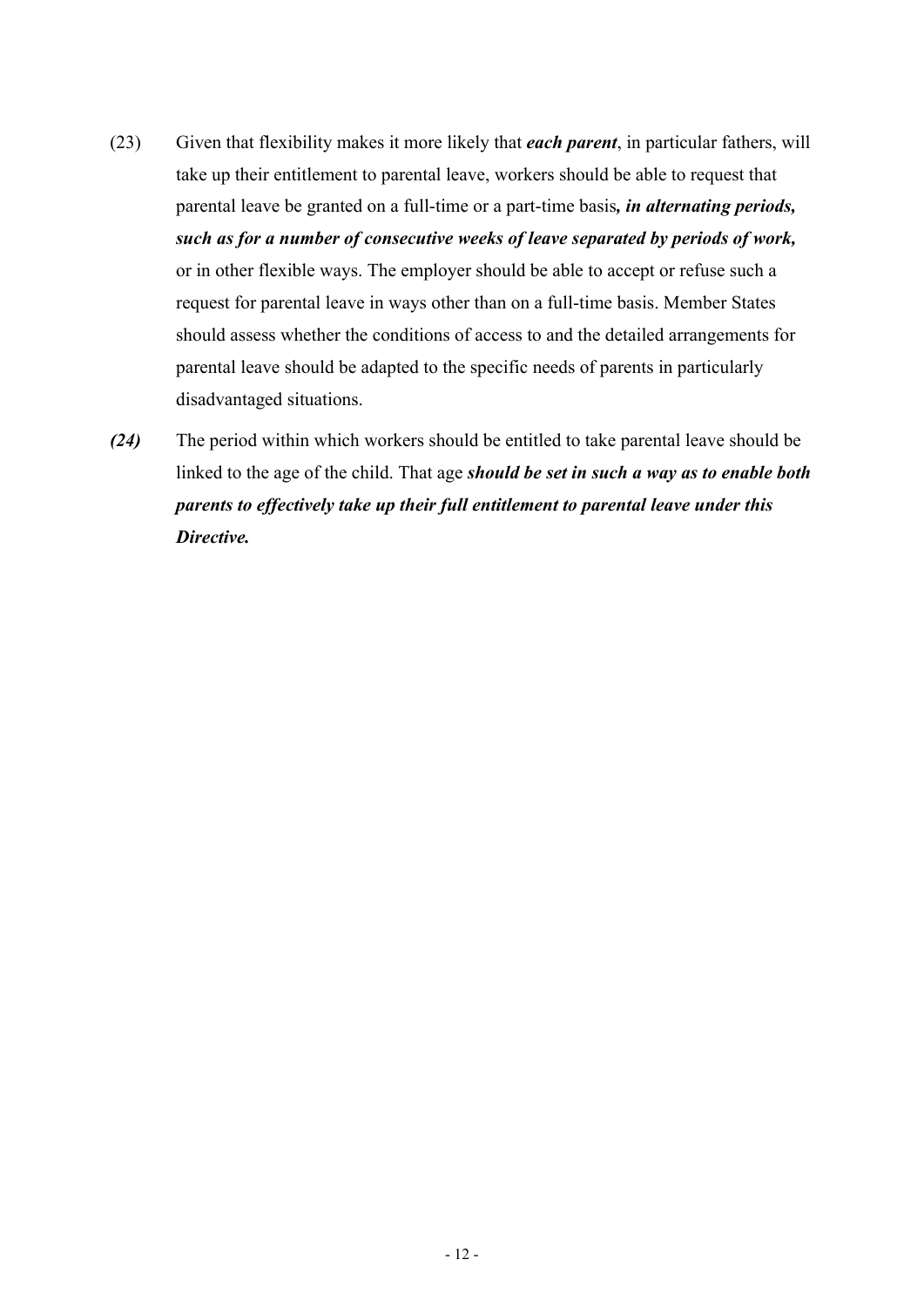(23) Given that flexibility makes it more likely that ***each parent***, in particular fathers, will take up their entitlement to parental leave, workers should be able to request that parental leave be granted on a full-time or a part-time basis***, in alternating periods, such as for a number of consecutive weeks of leave separated by periods of work,*** or in other flexible ways. The employer should be able to accept or refuse such a request for parental leave in ways other than on a full-time basis. Member States should assess whether the conditions of access to and the detailed arrangements for parental leave should be adapted to the specific needs of parents in particularly disadvantaged situations.

***(24)*** The period within which workers should be entitled to take parental leave should be linked to the age of the child. That age ***should be set in such a way as to enable both parents to effectively take up their full entitlement to parental leave under this Directive.***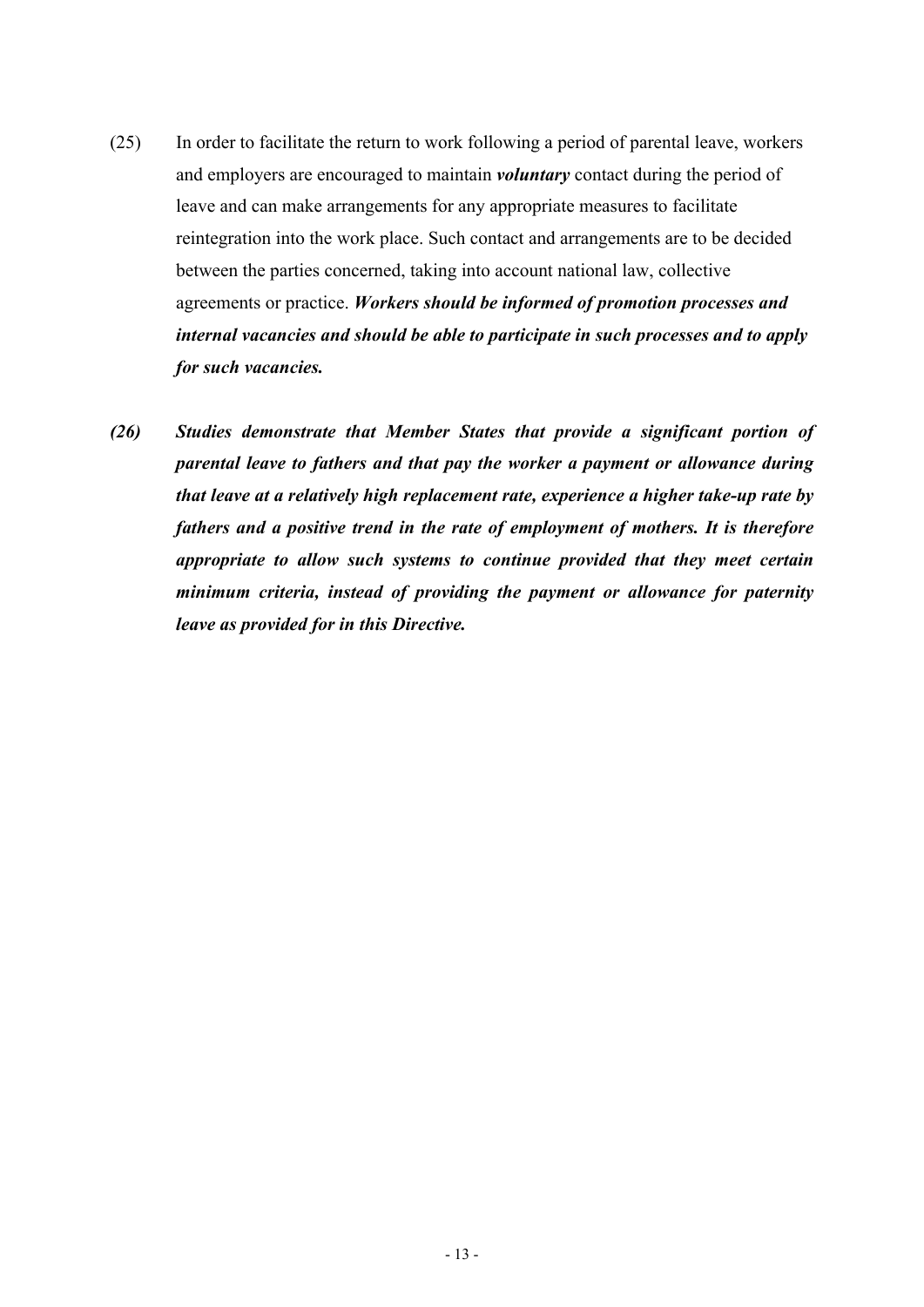(25) In order to facilitate the return to work following a period of parental leave, workers and employers are encouraged to maintain ***voluntary*** contact during the period of leave and can make arrangements for any appropriate measures to facilitate reintegration into the work place. Such contact and arrangements are to be decided between the parties concerned, taking into account national law, collective agreements or practice. ***Workers should be informed of promotion processes and internal vacancies and should be able to participate in such processes and to apply for such vacancies.***

***(26) Studies demonstrate that Member States that provide a significant portion of parental leave to fathers and that pay the worker a payment or allowance during that leave at a relatively high replacement rate, experience a higher take-up rate by fathers and a positive trend in the rate of employment of mothers. It is therefore appropriate to allow such systems to continue provided that they meet certain minimum criteria, instead of providing the payment or allowance for paternity leave as provided for in this Directive.***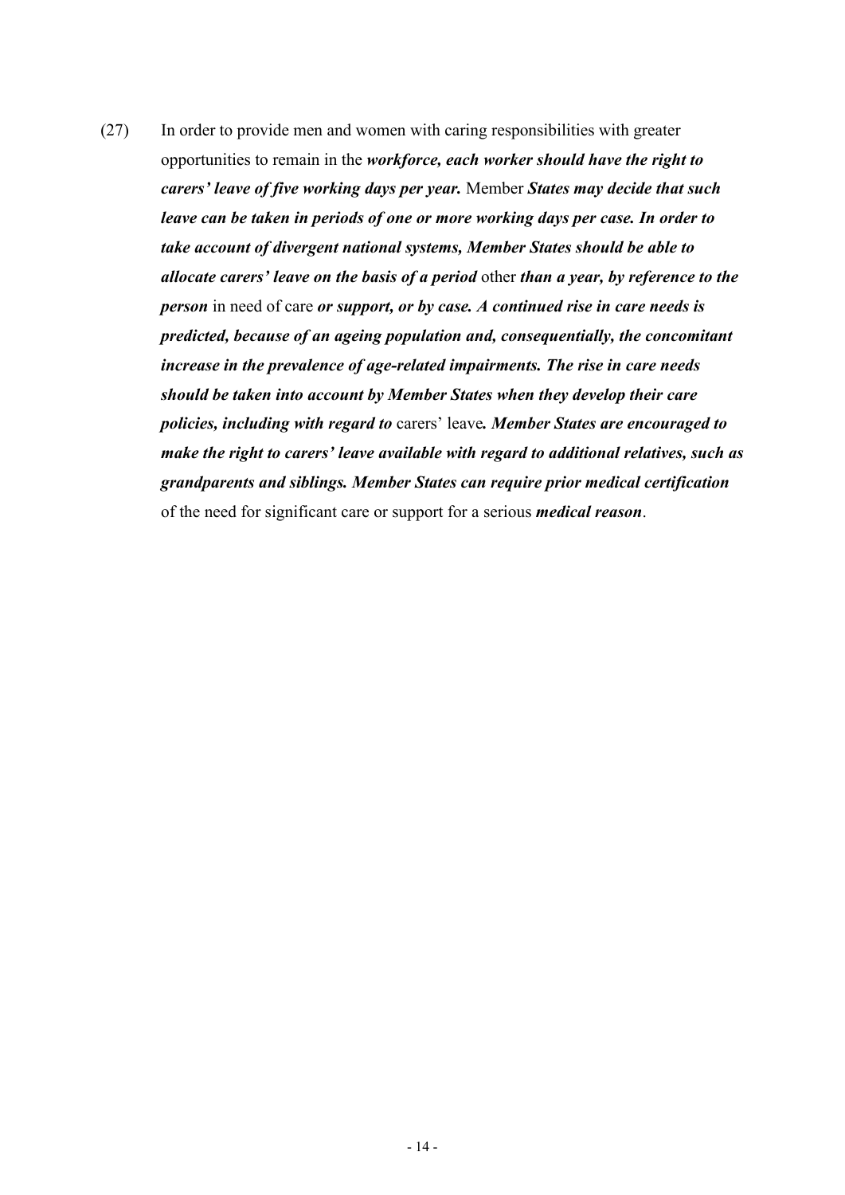(27) In order to provide men and women with caring responsibilities with greater opportunities to remain in the ***workforce, each worker should have the right to carers' leave of five working days per year.*** Member ***States may decide that such leave can be taken in periods of one or more working days per case. In order to take account of divergent national systems, Member States should be able to allocate carers' leave on the basis of a period*** other ***than a year, by reference to the person*** in need of care ***or support, or by case. A continued rise in care needs is predicted, because of an ageing population and, consequentially, the concomitant increase in the prevalence of age-related impairments. The rise in care needs should be taken into account by Member States when they develop their care policies, including with regard to*** carers' leave***. Member States are encouraged to make the right to carers' leave available with regard to additional relatives, such as grandparents and siblings. Member States can require prior medical certification*** of the need for significant care or support for a serious ***medical reason***.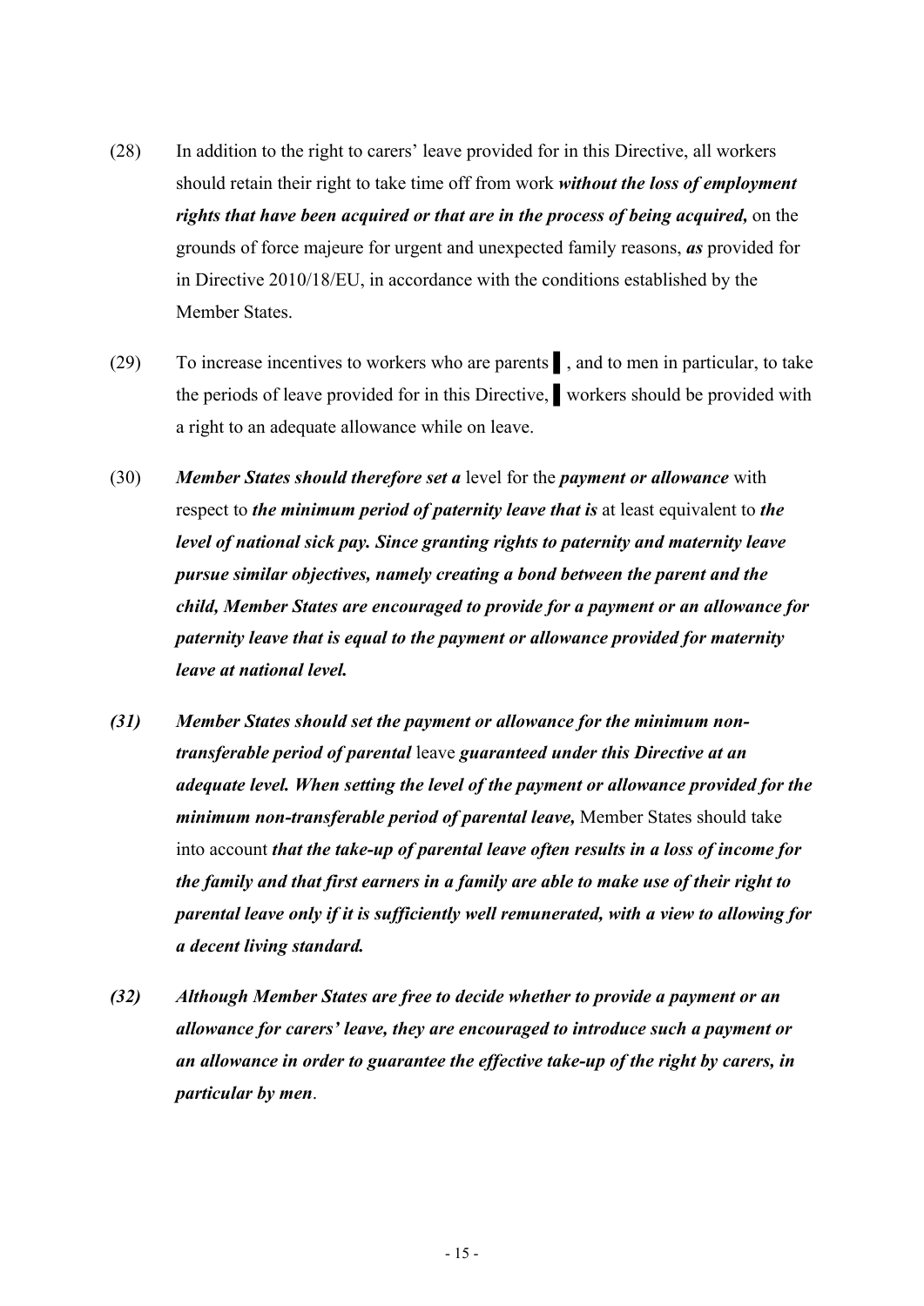(28) In addition to the right to carers' leave provided for in this Directive, all workers should retain their right to take time off from work ***without the loss of employment rights that have been acquired or that are in the process of being acquired,*** on the grounds of force majeure for urgent and unexpected family reasons, ***as*** provided for in Directive 2010/18/EU, in accordance with the conditions established by the Member States.

(29) To increase incentives to workers who are parents ▌, and to men in particular, to take the periods of leave provided for in this Directive, ▌ workers should be provided with a right to an adequate allowance while on leave.

(30) ***Member States should therefore set a*** level for the ***payment or allowance*** with respect to ***the minimum period of paternity leave that is*** at least equivalent to ***the level of national sick pay. Since granting rights to paternity and maternity leave pursue similar objectives, namely creating a bond between the parent and the child, Member States are encouraged to provide for a payment or an allowance for paternity leave that is equal to the payment or allowance provided for maternity leave at national level.***

***(31) Member States should set the payment or allowance for the minimum non-transferable period of parental*** leave ***guaranteed under this Directive at an adequate level. When setting the level of the payment or allowance provided for the minimum non-transferable period of parental leave,*** Member States should take into account ***that the take-up of parental leave often results in a loss of income for the family and that first earners in a family are able to make use of their right to parental leave only if it is sufficiently well remunerated, with a view to allowing for a decent living standard.***

***(32) Although Member States are free to decide whether to provide a payment or an allowance for carers' leave, they are encouraged to introduce such a payment or an allowance in order to guarantee the effective take-up of the right by carers, in particular by men***.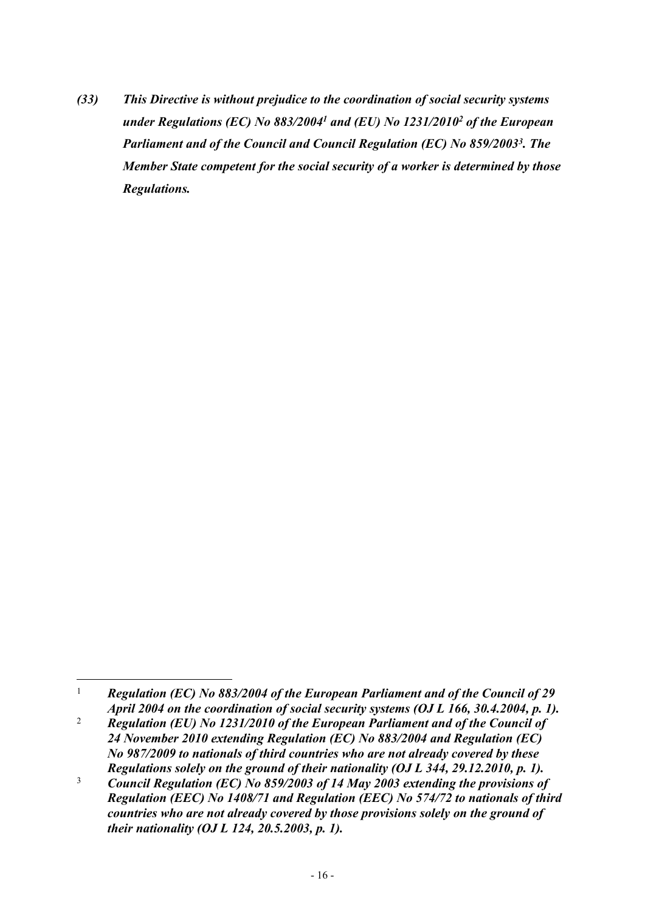***(33) This Directive is without prejudice to the coordination of social security systems under Regulations (EC) No 883/2004[1] and (EU) No 1231/2010[2] of the European Parliament and of the Council and Council Regulation (EC) No 859/2003[3]. The Member State competent for the social security of a worker is determined by those Regulations.***

---

[1] ***Regulation (EC) No 883/2004 of the European Parliament and of the Council of 29 April 2004 on the coordination of social security systems (OJ L 166, 30.4.2004, p. 1).***

[2] ***Regulation (EU) No 1231/2010 of the European Parliament and of the Council of 24 November 2010 extending Regulation (EC) No 883/2004 and Regulation (EC) No 987/2009 to nationals of third countries who are not already covered by these Regulations solely on the ground of their nationality (OJ L 344, 29.12.2010, p. 1).***

[3] ***Council Regulation (EC) No 859/2003 of 14 May 2003 extending the provisions of Regulation (EEC) No 1408/71 and Regulation (EEC) No 574/72 to nationals of third countries who are not already covered by those provisions solely on the ground of their nationality (OJ L 124, 20.5.2003, p. 1).***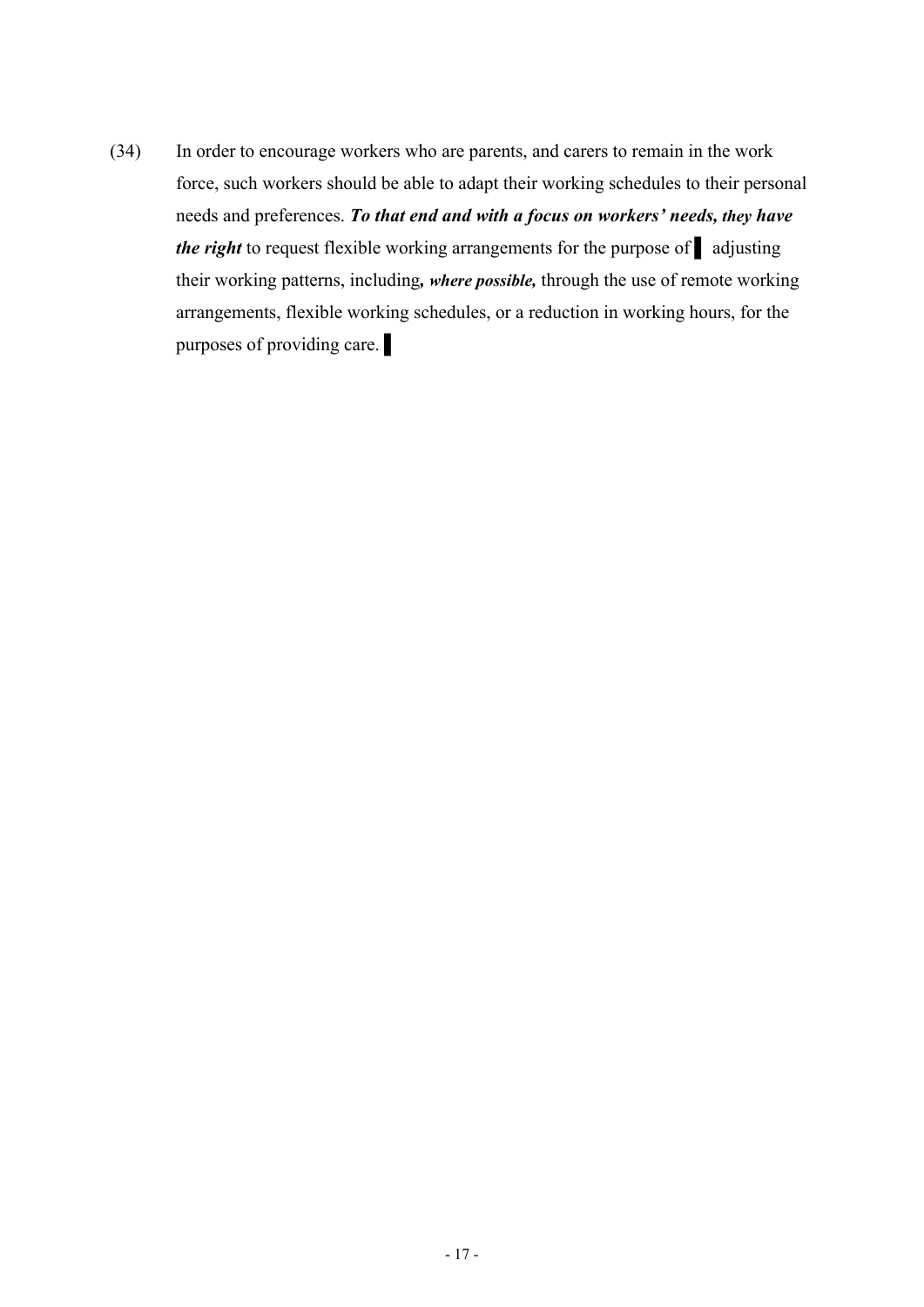(34) In order to encourage workers who are parents, and carers to remain in the work force, such workers should be able to adapt their working schedules to their personal needs and preferences. ***To that end and with a focus on workers' needs, they have the right*** to request flexible working arrangements for the purpose of ▌ adjusting their working patterns, including***, where possible,*** through the use of remote working arrangements, flexible working schedules, or a reduction in working hours, for the purposes of providing care. ▌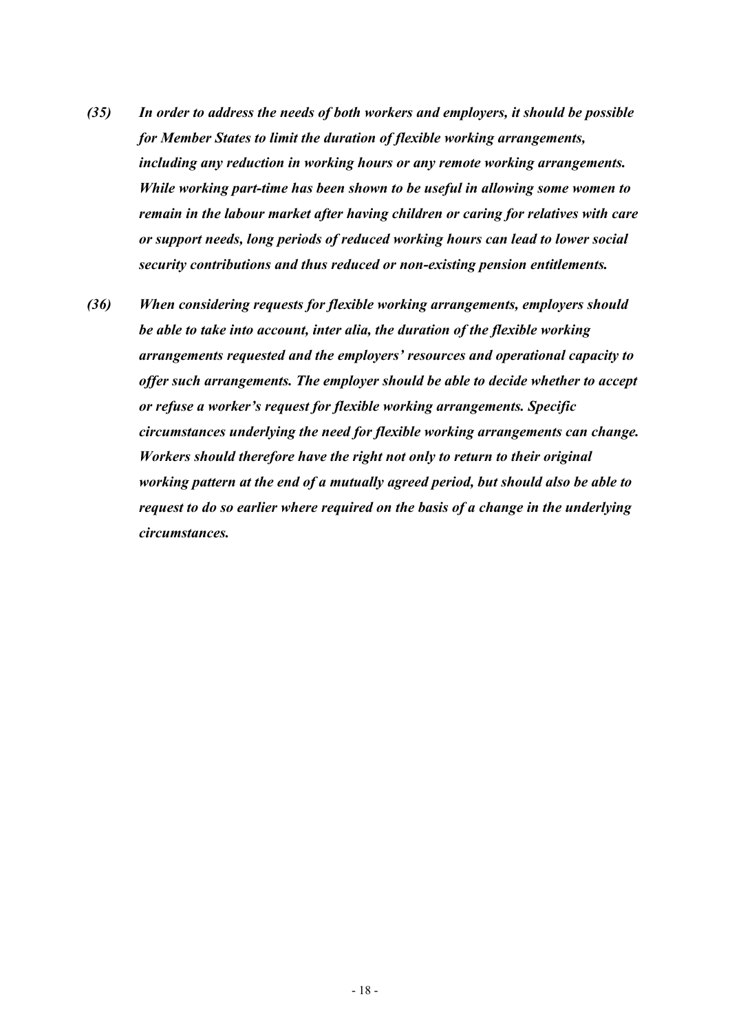*(35) In order to address the needs of both workers and employers, it should be possible for Member States to limit the duration of flexible working arrangements, including any reduction in working hours or any remote working arrangements. While working part-time has been shown to be useful in allowing some women to remain in the labour market after having children or caring for relatives with care or support needs, long periods of reduced working hours can lead to lower social security contributions and thus reduced or non-existing pension entitlements.*

*(36) When considering requests for flexible working arrangements, employers should be able to take into account, inter alia, the duration of the flexible working arrangements requested and the employers' resources and operational capacity to offer such arrangements. The employer should be able to decide whether to accept or refuse a worker's request for flexible working arrangements. Specific circumstances underlying the need for flexible working arrangements can change. Workers should therefore have the right not only to return to their original working pattern at the end of a mutually agreed period, but should also be able to request to do so earlier where required on the basis of a change in the underlying circumstances.*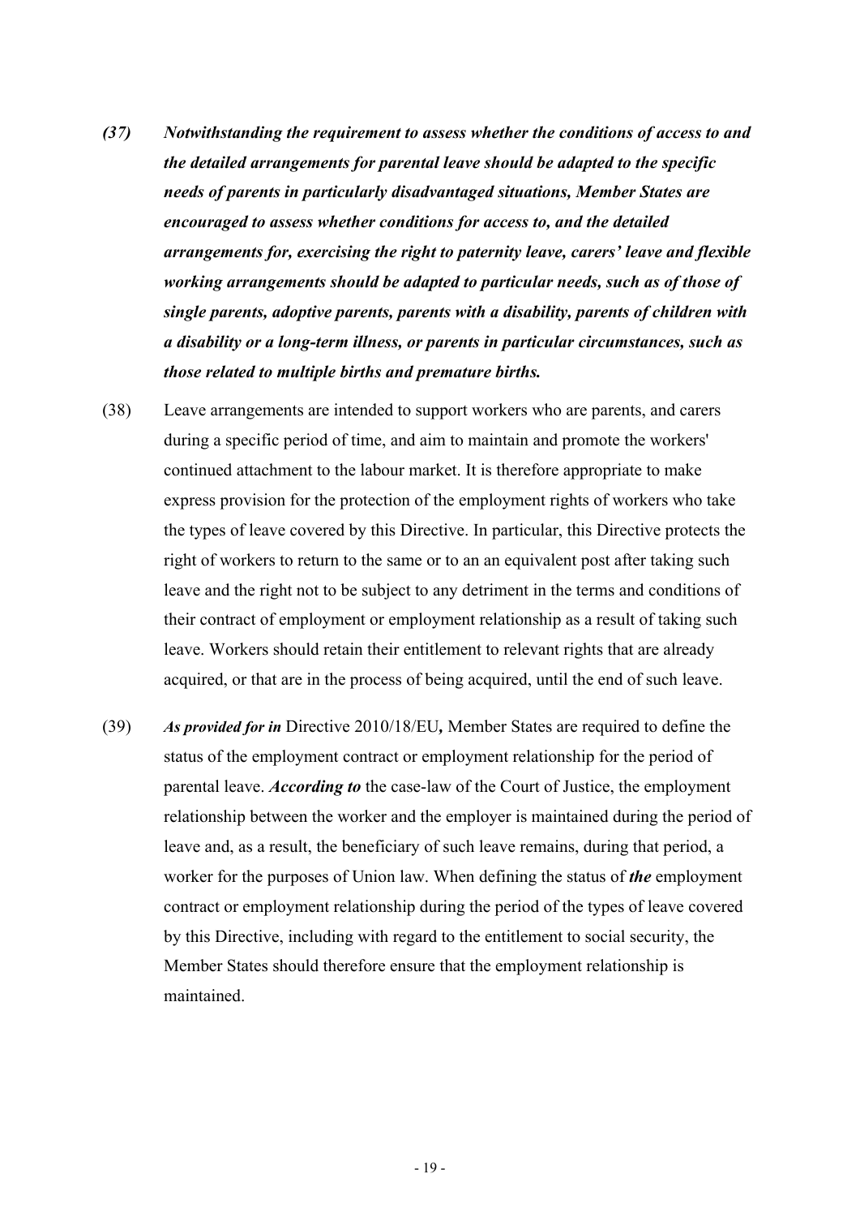***(37) Notwithstanding the requirement to assess whether the conditions of access to and the detailed arrangements for parental leave should be adapted to the specific needs of parents in particularly disadvantaged situations, Member States are encouraged to assess whether conditions for access to, and the detailed arrangements for, exercising the right to paternity leave, carers' leave and flexible working arrangements should be adapted to particular needs, such as of those of single parents, adoptive parents, parents with a disability, parents of children with a disability or a long-term illness, or parents in particular circumstances, such as those related to multiple births and premature births.***

(38) Leave arrangements are intended to support workers who are parents, and carers during a specific period of time, and aim to maintain and promote the workers' continued attachment to the labour market. It is therefore appropriate to make express provision for the protection of the employment rights of workers who take the types of leave covered by this Directive. In particular, this Directive protects the right of workers to return to the same or to an an equivalent post after taking such leave and the right not to be subject to any detriment in the terms and conditions of their contract of employment or employment relationship as a result of taking such leave. Workers should retain their entitlement to relevant rights that are already acquired, or that are in the process of being acquired, until the end of such leave.

(39) ***As provided for in*** Directive 2010/18/EU**,** Member States are required to define the status of the employment contract or employment relationship for the period of parental leave. ***According to*** the case-law of the Court of Justice, the employment relationship between the worker and the employer is maintained during the period of leave and, as a result, the beneficiary of such leave remains, during that period, a worker for the purposes of Union law. When defining the status of ***the*** employment contract or employment relationship during the period of the types of leave covered by this Directive, including with regard to the entitlement to social security, the Member States should therefore ensure that the employment relationship is maintained.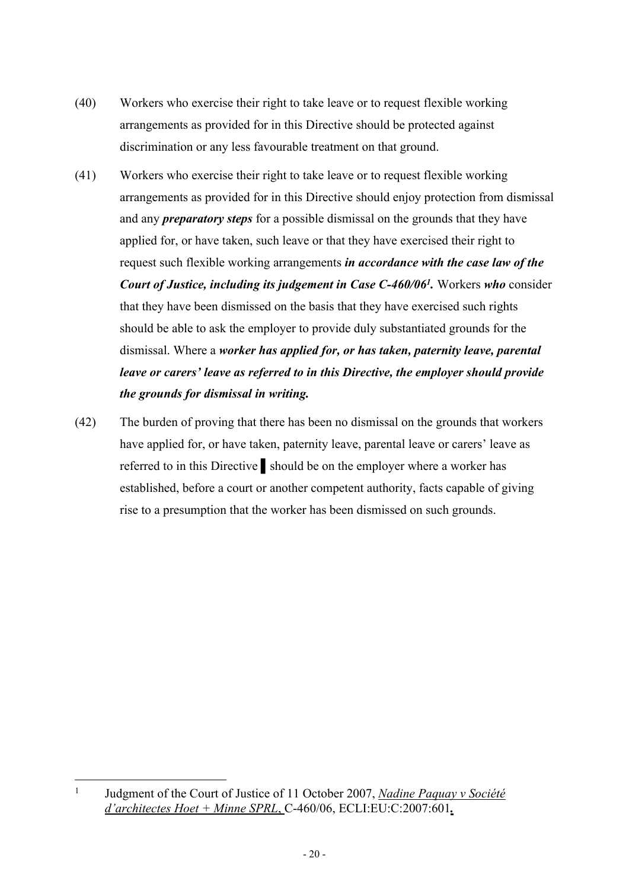(40) Workers who exercise their right to take leave or to request flexible working arrangements as provided for in this Directive should be protected against discrimination or any less favourable treatment on that ground.

(41) Workers who exercise their right to take leave or to request flexible working arrangements as provided for in this Directive should enjoy protection from dismissal and any ***preparatory steps*** for a possible dismissal on the grounds that they have applied for, or have taken, such leave or that they have exercised their right to request such flexible working arrangements ***in accordance with the case law of the Court of Justice, including its judgement in Case C-460/06[1].*** Workers ***who*** consider that they have been dismissed on the basis that they have exercised such rights should be able to ask the employer to provide duly substantiated grounds for the dismissal. Where a ***worker has applied for, or has taken, paternity leave, parental leave or carers' leave as referred to in this Directive, the employer should provide the grounds for dismissal in writing.***

(42) The burden of proving that there has been no dismissal on the grounds that workers have applied for, or have taken, paternity leave, parental leave or carers' leave as referred to in this Directive ▌should be on the employer where a worker has established, before a court or another competent authority, facts capable of giving rise to a presumption that the worker has been dismissed on such grounds.

---

[1] Judgment of the Court of Justice of 11 October 2007, *Nadine Paquay v Société d'architectes Hoet + Minne SPRL*, C-460/06, ECLI:EU:C:2007:601.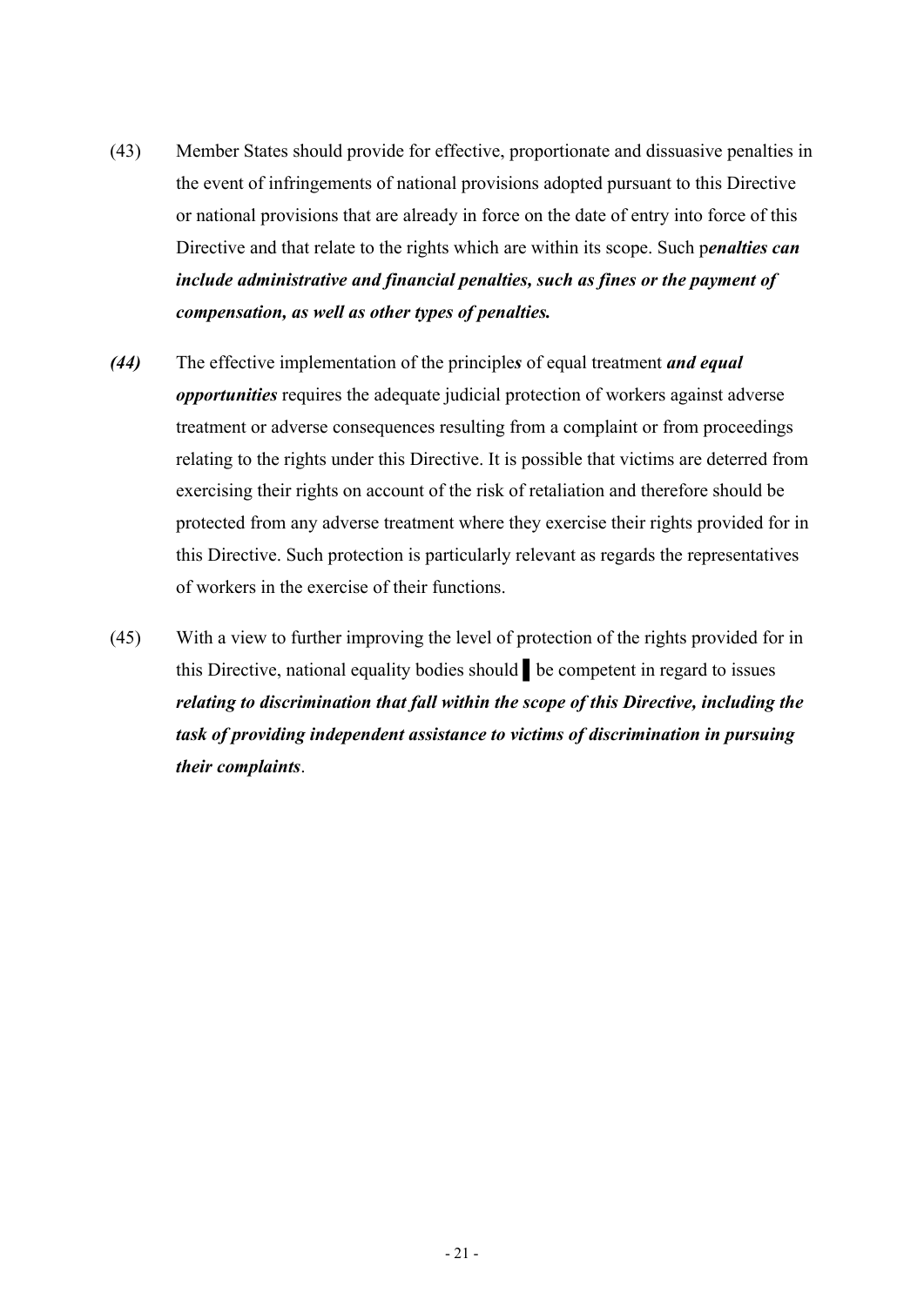(43) Member States should provide for effective, proportionate and dissuasive penalties in the event of infringements of national provisions adopted pursuant to this Directive or national provisions that are already in force on the date of entry into force of this Directive and that relate to the rights which are within its scope. Such p***enalties can include administrative and financial penalties, such as fines or the payment of compensation, as well as other types of penalties.***

***(44)*** The effective implementation of the principle***s*** of equal treatment ***and equal opportunities*** requires the adequate judicial protection of workers against adverse treatment or adverse consequences resulting from a complaint or from proceedings relating to the rights under this Directive. It is possible that victims are deterred from exercising their rights on account of the risk of retaliation and therefore should be protected from any adverse treatment where they exercise their rights provided for in this Directive. Such protection is particularly relevant as regards the representatives of workers in the exercise of their functions.

(45) With a view to further improving the level of protection of the rights provided for in this Directive, national equality bodies should ▌ be competent in regard to issues ***relating to discrimination that fall within the scope of this Directive, including the task of providing independent assistance to victims of discrimination in pursuing their complaints***.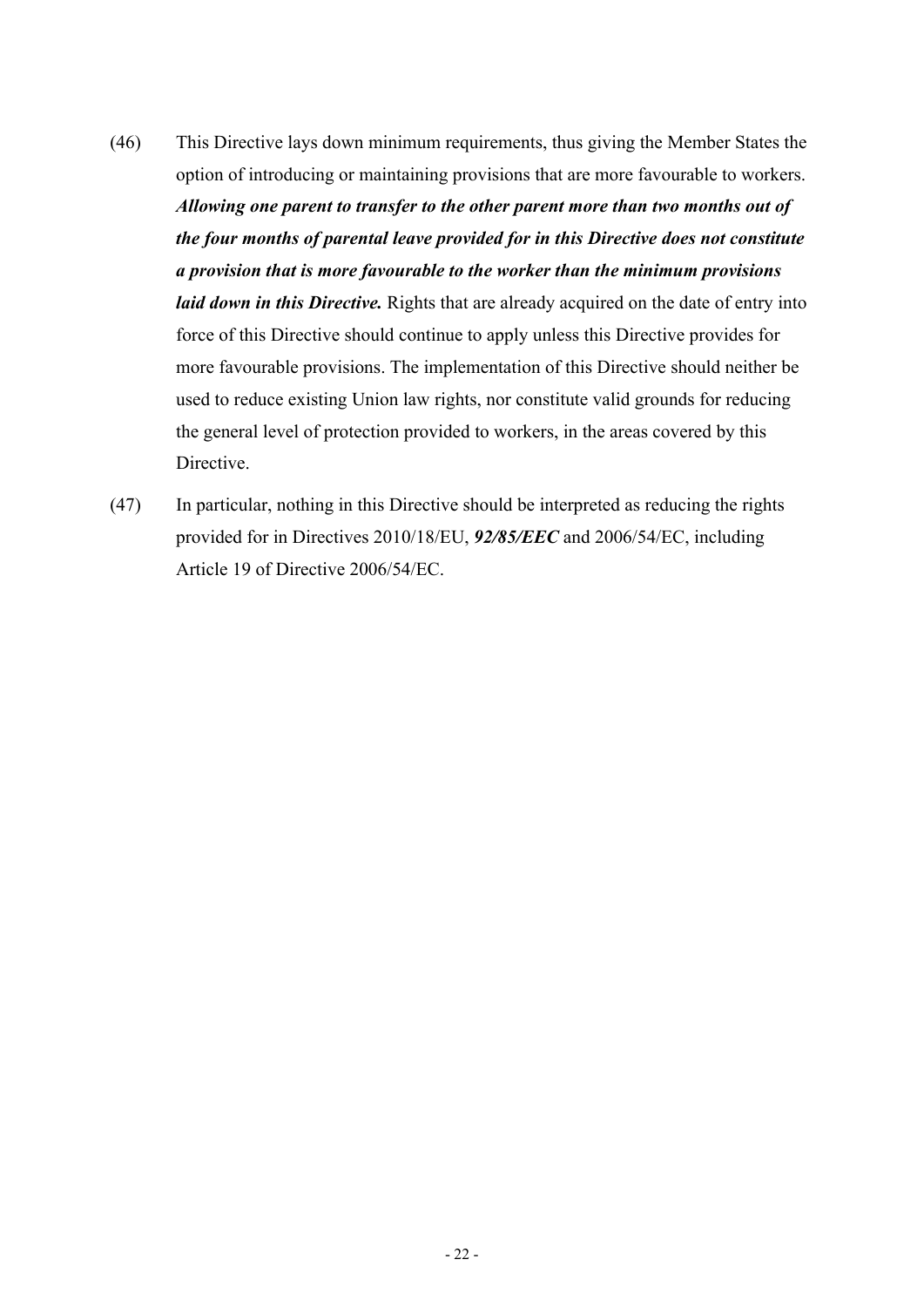(46) This Directive lays down minimum requirements, thus giving the Member States the option of introducing or maintaining provisions that are more favourable to workers. ***Allowing one parent to transfer to the other parent more than two months out of the four months of parental leave provided for in this Directive does not constitute a provision that is more favourable to the worker than the minimum provisions laid down in this Directive.*** Rights that are already acquired on the date of entry into force of this Directive should continue to apply unless this Directive provides for more favourable provisions. The implementation of this Directive should neither be used to reduce existing Union law rights, nor constitute valid grounds for reducing the general level of protection provided to workers, in the areas covered by this Directive.

(47) In particular, nothing in this Directive should be interpreted as reducing the rights provided for in Directives 2010/18/EU, ***92/85/EEC*** and 2006/54/EC, including Article 19 of Directive 2006/54/EC.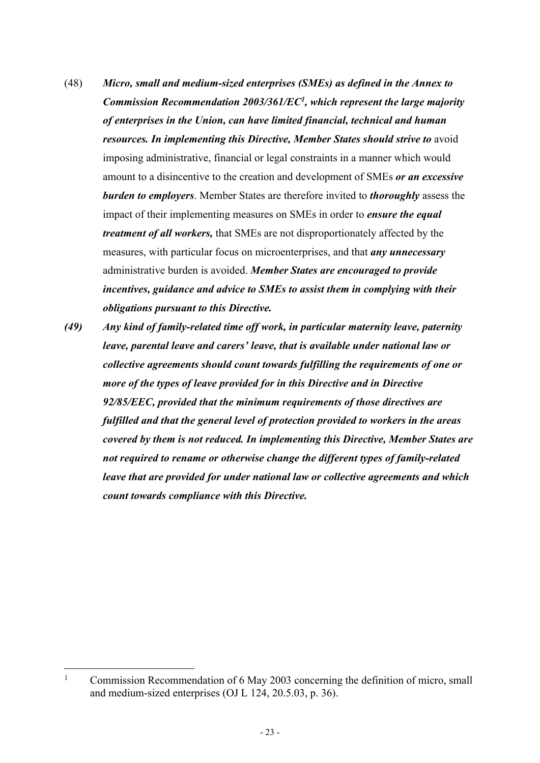(48) ***Micro, small and medium-sized enterprises (SMEs) as defined in the Annex to Commission Recommendation 2003/361/EC[1], which represent the large majority of enterprises in the Union, can have limited financial, technical and human resources. In implementing this Directive, Member States should strive to*** avoid imposing administrative, financial or legal constraints in a manner which would amount to a disincentive to the creation and development of SMEs ***or an excessive burden to employers***. Member States are therefore invited to ***thoroughly*** assess the impact of their implementing measures on SMEs in order to ***ensure the equal treatment of all workers,*** that SMEs are not disproportionately affected by the measures, with particular focus on microenterprises, and that ***any unnecessary*** administrative burden is avoided. ***Member States are encouraged to provide incentives, guidance and advice to SMEs to assist them in complying with their obligations pursuant to this Directive.***

***(49) Any kind of family-related time off work, in particular maternity leave, paternity leave, parental leave and carers' leave, that is available under national law or collective agreements should count towards fulfilling the requirements of one or more of the types of leave provided for in this Directive and in Directive 92/85/EEC, provided that the minimum requirements of those directives are fulfilled and that the general level of protection provided to workers in the areas covered by them is not reduced. In implementing this Directive, Member States are not required to rename or otherwise change the different types of family-related leave that are provided for under national law or collective agreements and which count towards compliance with this Directive.***

---

[1] Commission Recommendation of 6 May 2003 concerning the definition of micro, small and medium-sized enterprises (OJ L 124, 20.5.03, p. 36).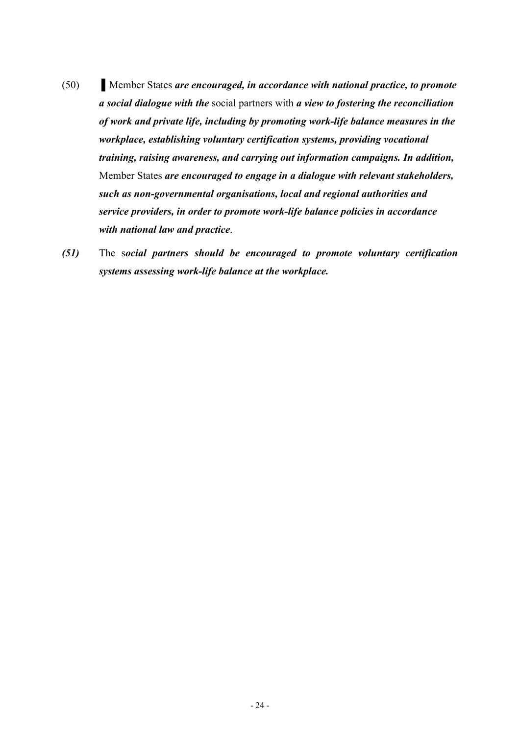(50) ▌Member States ***are encouraged, in accordance with national practice, to promote a social dialogue with the*** social partners with ***a view to fostering the reconciliation of work and private life, including by promoting work-life balance measures in the workplace, establishing voluntary certification systems, providing vocational training, raising awareness, and carrying out information campaigns. In addition,*** Member States ***are encouraged to engage in a dialogue with relevant stakeholders, such as non-governmental organisations, local and regional authorities and service providers, in order to promote work-life balance policies in accordance with national law and practice***.

***(51)*** The s***ocial partners should be encouraged to promote voluntary certification systems assessing work-life balance at the workplace.***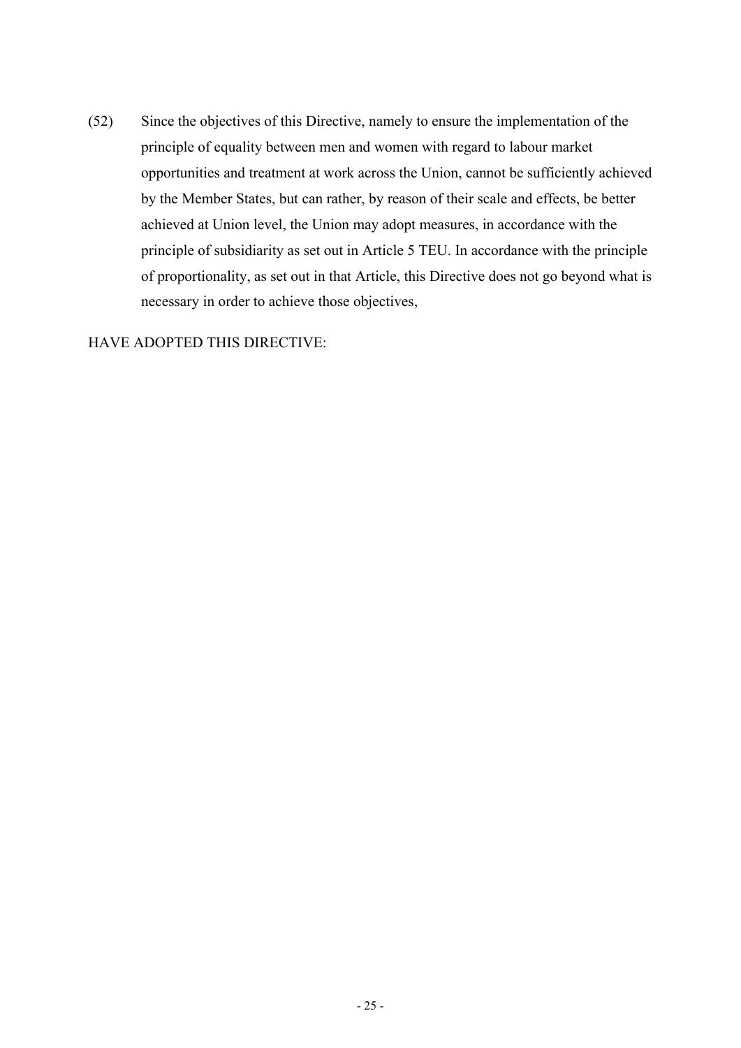(52) Since the objectives of this Directive, namely to ensure the implementation of the principle of equality between men and women with regard to labour market opportunities and treatment at work across the Union, cannot be sufficiently achieved by the Member States, but can rather, by reason of their scale and effects, be better achieved at Union level, the Union may adopt measures, in accordance with the principle of subsidiarity as set out in Article 5 TEU. In accordance with the principle of proportionality, as set out in that Article, this Directive does not go beyond what is necessary in order to achieve those objectives,

HAVE ADOPTED THIS DIRECTIVE: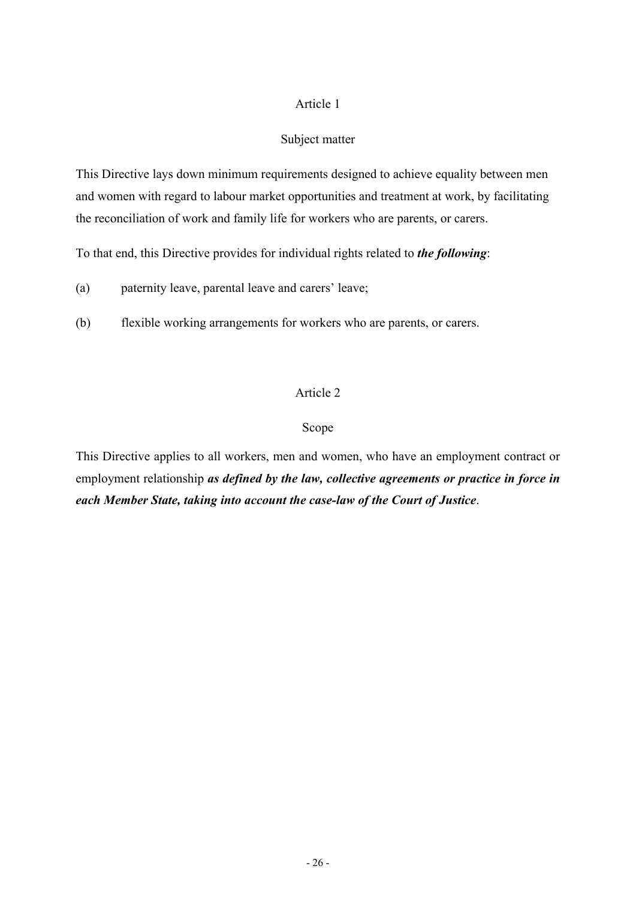## Article 1

### Subject matter

This Directive lays down minimum requirements designed to achieve equality between men and women with regard to labour market opportunities and treatment at work, by facilitating the reconciliation of work and family life for workers who are parents, or carers.

To that end, this Directive provides for individual rights related to ***the following***:

(a) paternity leave, parental leave and carers' leave;

(b) flexible working arrangements for workers who are parents, or carers.

## Article 2

### Scope

This Directive applies to all workers, men and women, who have an employment contract or employment relationship ***as defined by the law, collective agreements or practice in force in each Member State, taking into account the case-law of the Court of Justice***.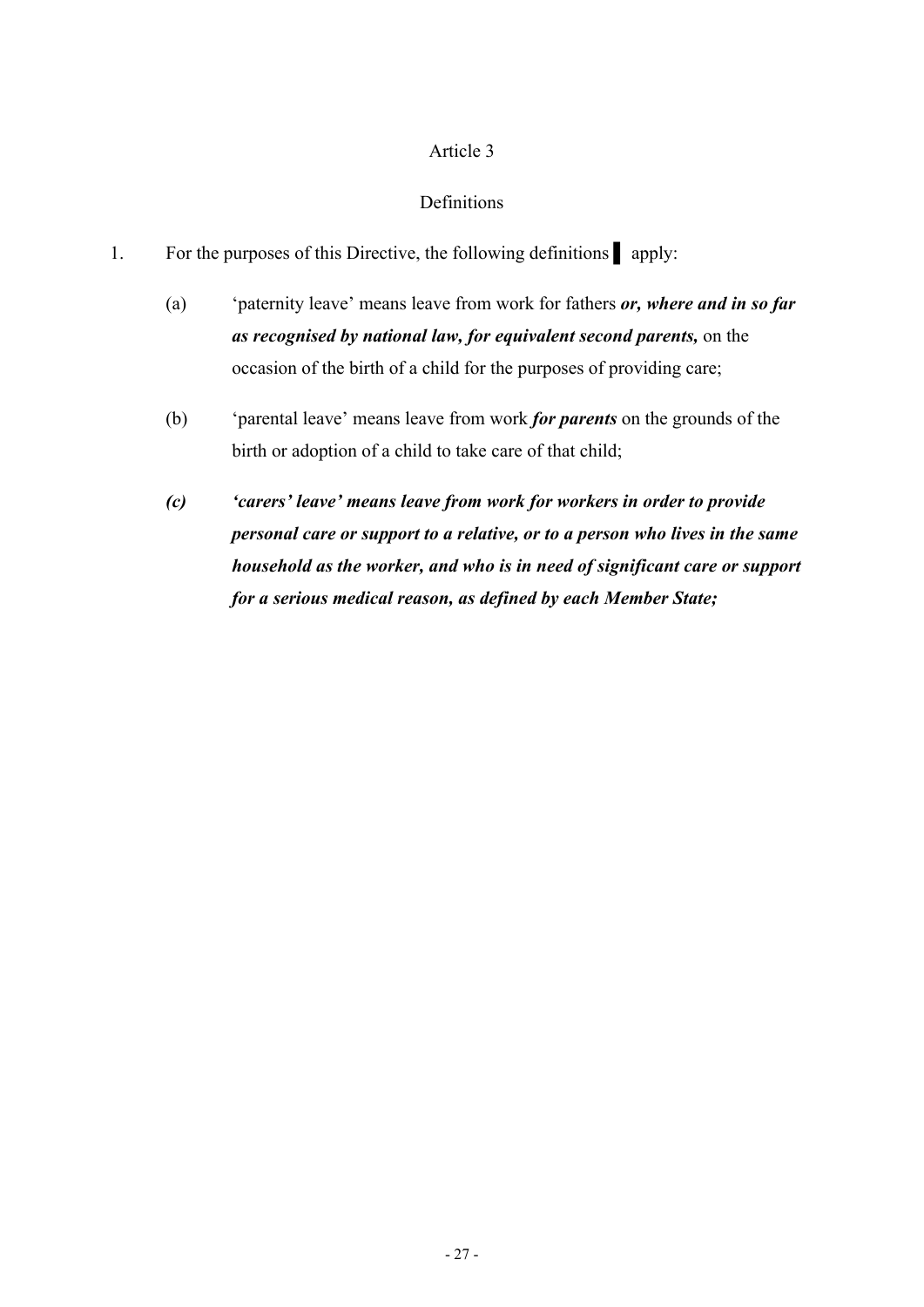Article 3

Definitions

1. For the purposes of this Directive, the following definitions ▌ apply:

   (a) 'paternity leave' means leave from work for fathers ***or, where and in so far as recognised by national law, for equivalent second parents,*** on the occasion of the birth of a child for the purposes of providing care;

   (b) 'parental leave' means leave from work ***for parents*** on the grounds of the birth or adoption of a child to take care of that child;

   ***(c) 'carers' leave' means leave from work for workers in order to provide personal care or support to a relative, or to a person who lives in the same household as the worker, and who is in need of significant care or support for a serious medical reason, as defined by each Member State;***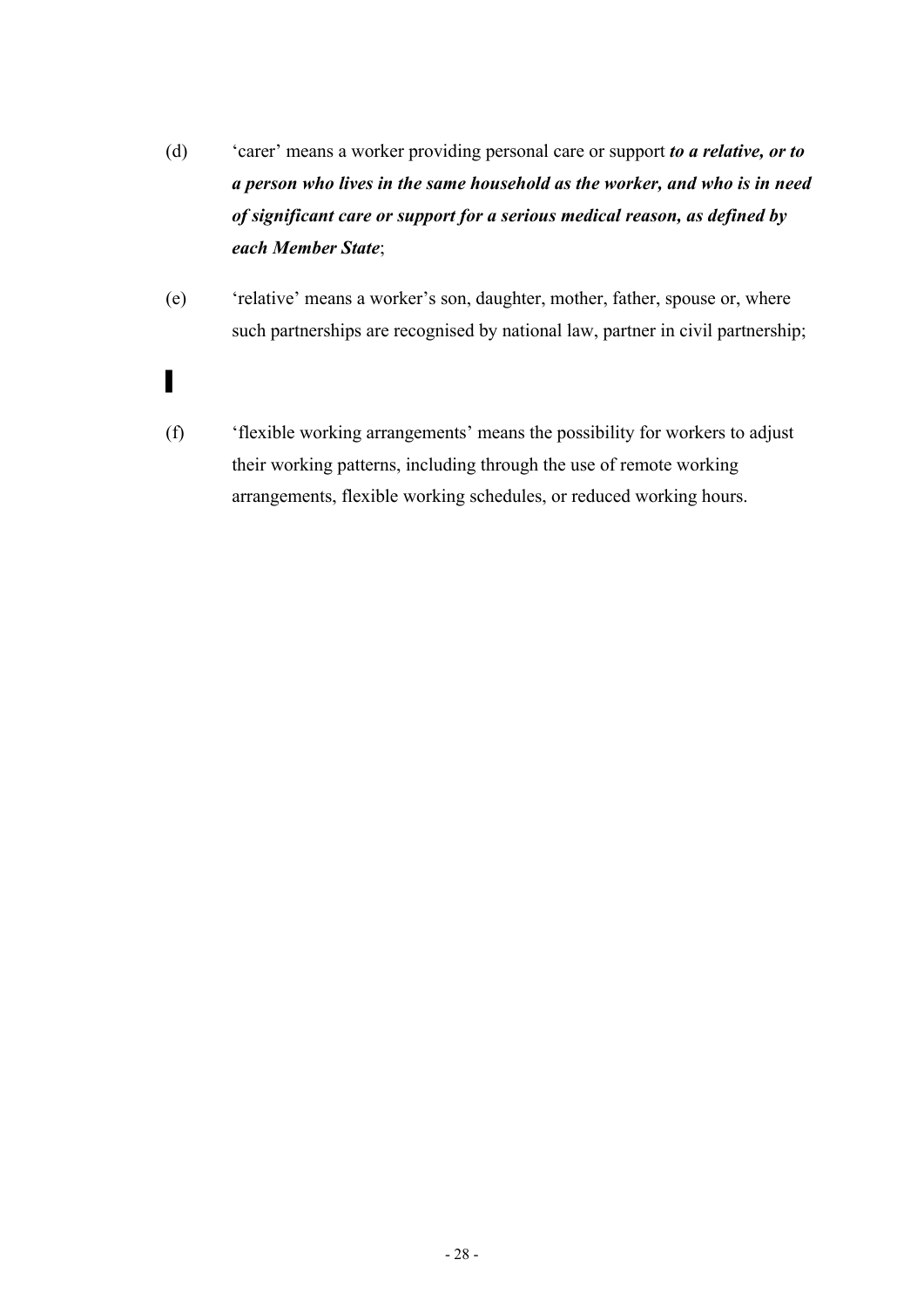(d) ‘carer’ means a worker providing personal care or support ***to a relative, or to a person who lives in the same household as the worker, and who is in need of significant care or support for a serious medical reason, as defined by each Member State***;

(e) ‘relative’ means a worker’s son, daughter, mother, father, spouse or, where such partnerships are recognised by national law, partner in civil partnership;

▌

(f) ‘flexible working arrangements’ means the possibility for workers to adjust their working patterns, including through the use of remote working arrangements, flexible working schedules, or reduced working hours.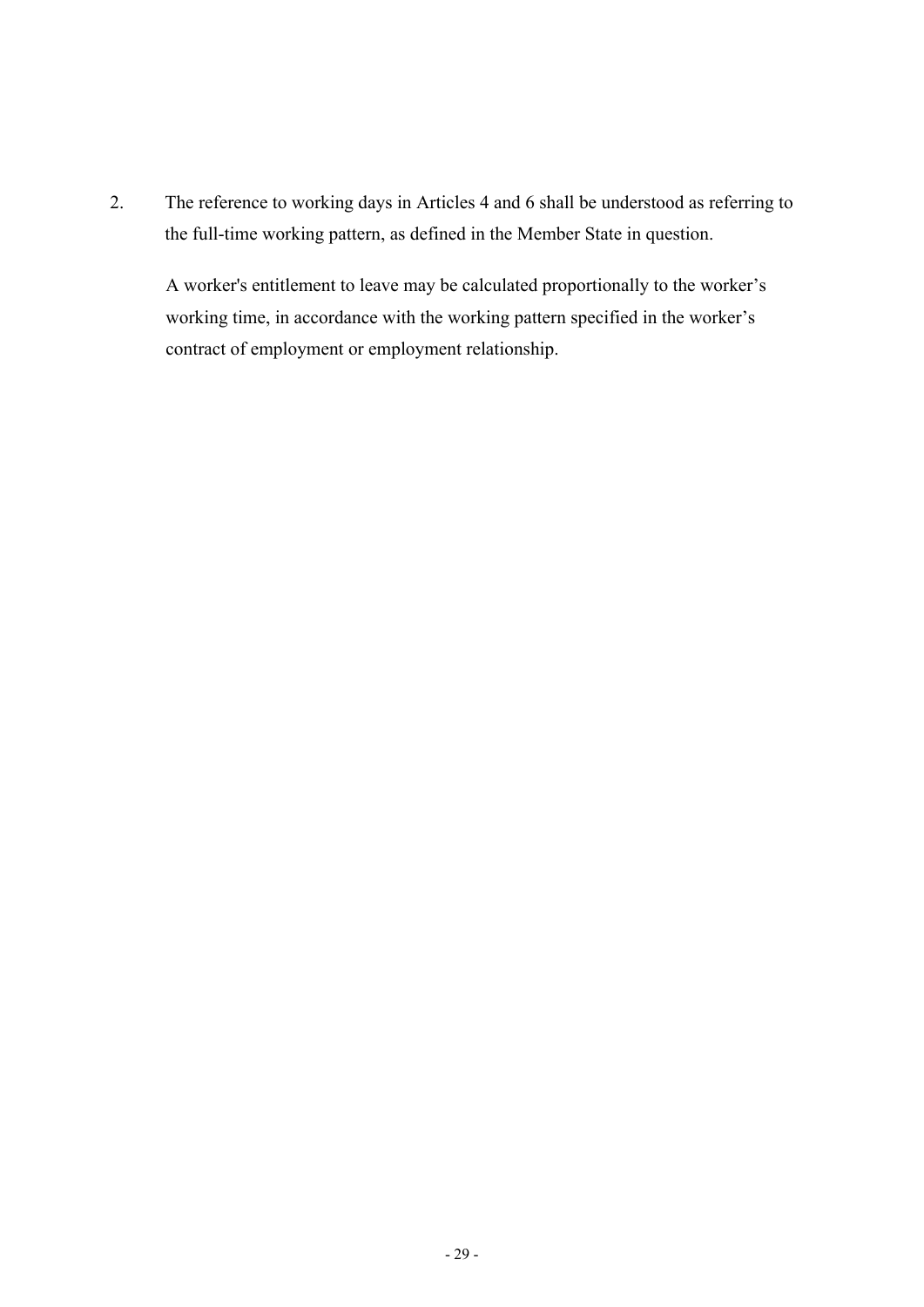2. The reference to working days in Articles 4 and 6 shall be understood as referring to the full-time working pattern, as defined in the Member State in question.

   A worker's entitlement to leave may be calculated proportionally to the worker's working time, in accordance with the working pattern specified in the worker's contract of employment or employment relationship.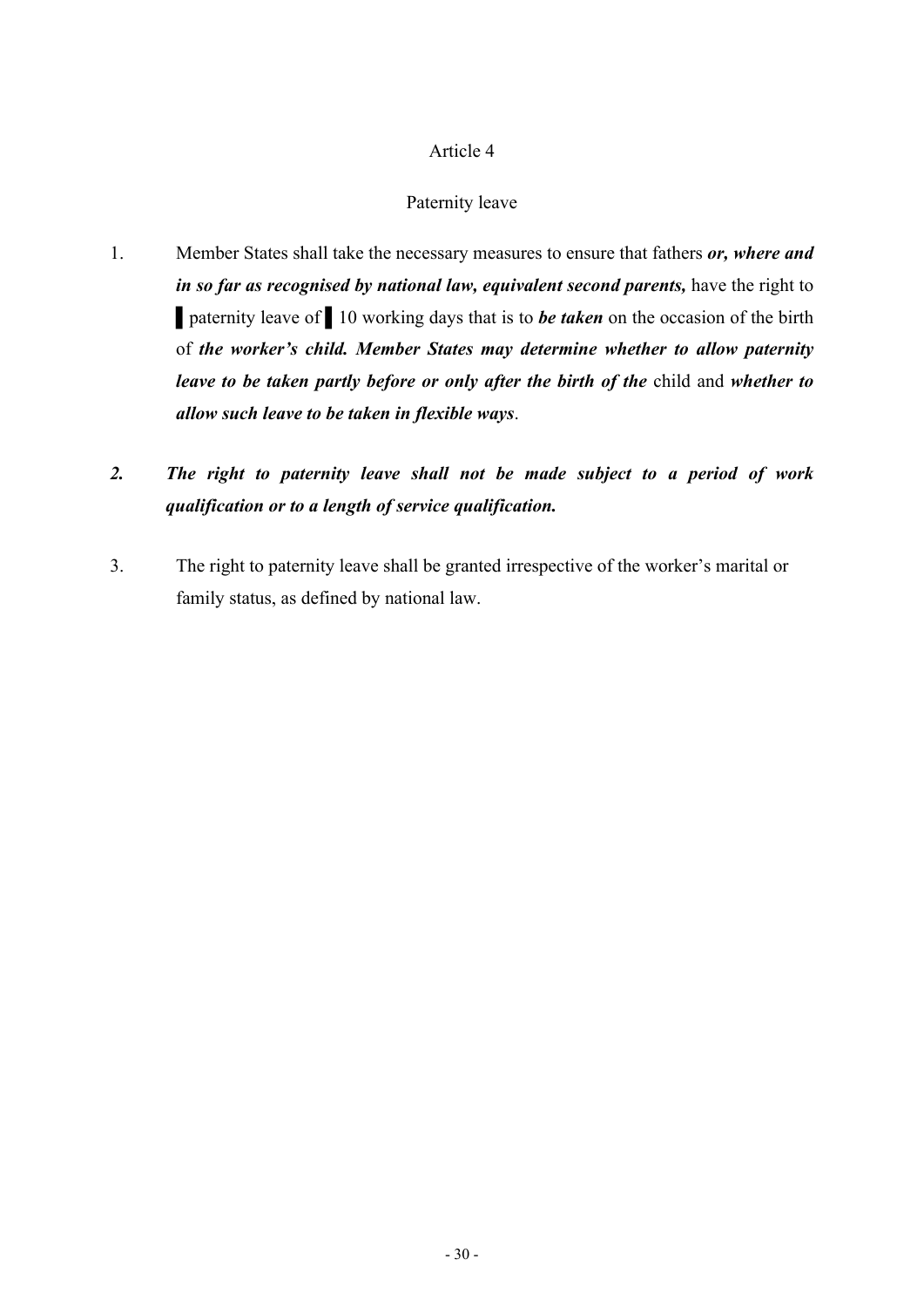Article 4

Paternity leave

1. Member States shall take the necessary measures to ensure that fathers ***or, where and in so far as recognised by national law, equivalent second parents,*** have the right to ▌paternity leave of ▌10 working days that is to ***be taken*** on the occasion of the birth of ***the worker's child. Member States may determine whether to allow paternity leave to be taken partly before or only after the birth of the*** child and ***whether to allow such leave to be taken in flexible ways***.

***2. The right to paternity leave shall not be made subject to a period of work qualification or to a length of service qualification.***

3. The right to paternity leave shall be granted irrespective of the worker's marital or family status, as defined by national law.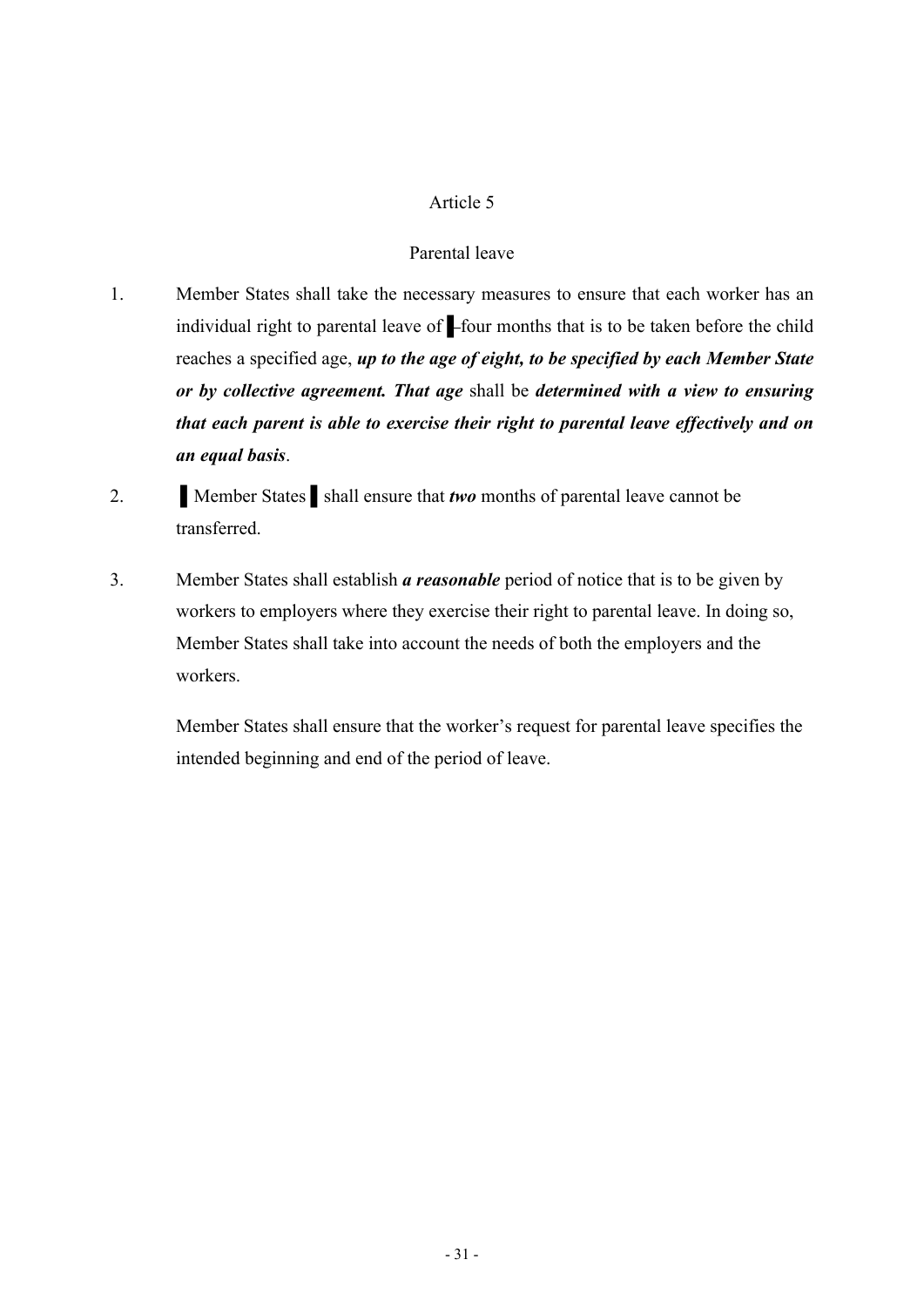Article 5

Parental leave

1. Member States shall take the necessary measures to ensure that each worker has an individual right to parental leave of ▌four months that is to be taken before the child reaches a specified age, ***up to the age of eight, to be specified by each Member State or by collective agreement. That age*** shall be ***determined with a view to ensuring that each parent is able to exercise their right to parental leave effectively and on an equal basis***.

2. ▌Member States ▌shall ensure that ***two*** months of parental leave cannot be transferred.

3. Member States shall establish ***a reasonable*** period of notice that is to be given by workers to employers where they exercise their right to parental leave. In doing so, Member States shall take into account the needs of both the employers and the workers.

   Member States shall ensure that the worker's request for parental leave specifies the intended beginning and end of the period of leave.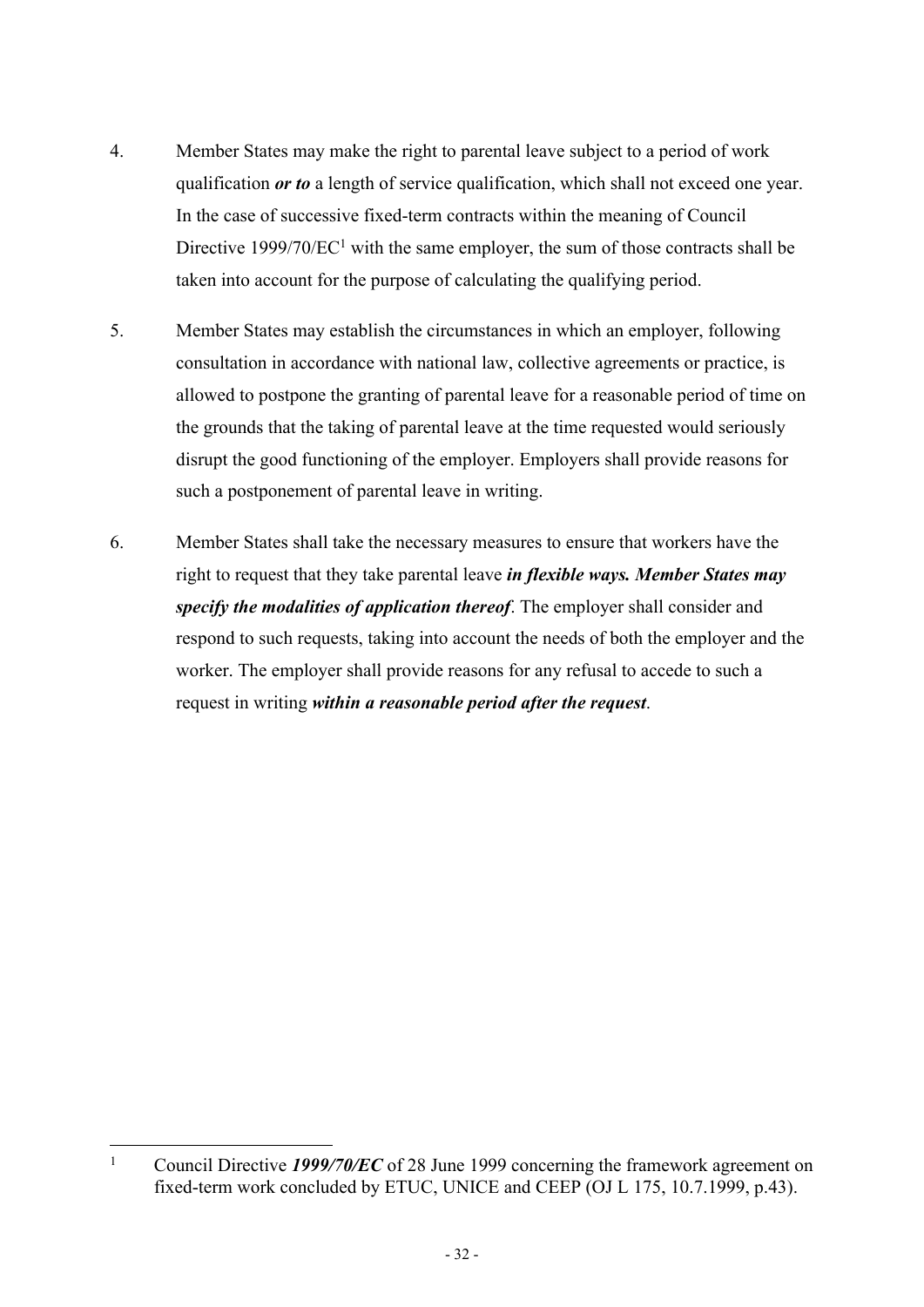4. Member States may make the right to parental leave subject to a period of work qualification ***or to*** a length of service qualification, which shall not exceed one year. In the case of successive fixed-term contracts within the meaning of Council Directive 1999/70/EC[1] with the same employer, the sum of those contracts shall be taken into account for the purpose of calculating the qualifying period.

5. Member States may establish the circumstances in which an employer, following consultation in accordance with national law, collective agreements or practice, is allowed to postpone the granting of parental leave for a reasonable period of time on the grounds that the taking of parental leave at the time requested would seriously disrupt the good functioning of the employer. Employers shall provide reasons for such a postponement of parental leave in writing.

6. Member States shall take the necessary measures to ensure that workers have the right to request that they take parental leave ***in flexible ways. Member States may specify the modalities of application thereof***. The employer shall consider and respond to such requests, taking into account the needs of both the employer and the worker. The employer shall provide reasons for any refusal to accede to such a request in writing ***within a reasonable period after the request***.

---

[1] Council Directive ***1999/70/EC*** of 28 June 1999 concerning the framework agreement on fixed-term work concluded by ETUC, UNICE and CEEP (OJ L 175, 10.7.1999, p.43).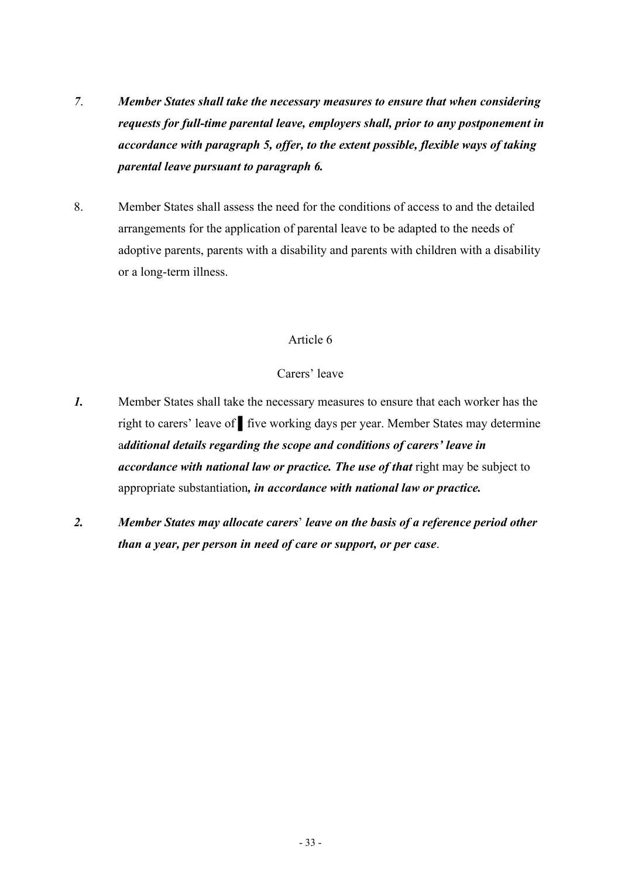*7*. ***Member States shall take the necessary measures to ensure that when considering requests for full-time parental leave, employers shall, prior to any postponement in accordance with paragraph 5, offer, to the extent possible, flexible ways of taking parental leave pursuant to paragraph 6.***

8. Member States shall assess the need for the conditions of access to and the detailed arrangements for the application of parental leave to be adapted to the needs of adoptive parents, parents with a disability and parents with children with a disability or a long-term illness.

Article 6

Carers' leave

***1.*** Member States shall take the necessary measures to ensure that each worker has the right to carers' leave of ▌ five working days per year. Member States may determine a***dditional details regarding the scope and conditions of carers' leave in accordance with national law or practice. The use of that*** right may be subject to appropriate substantiation***, in accordance with national law or practice.***

***2.*** ***Member States may allocate carers' leave on the basis of a reference period other than a year, per person in need of care or support, or per case.***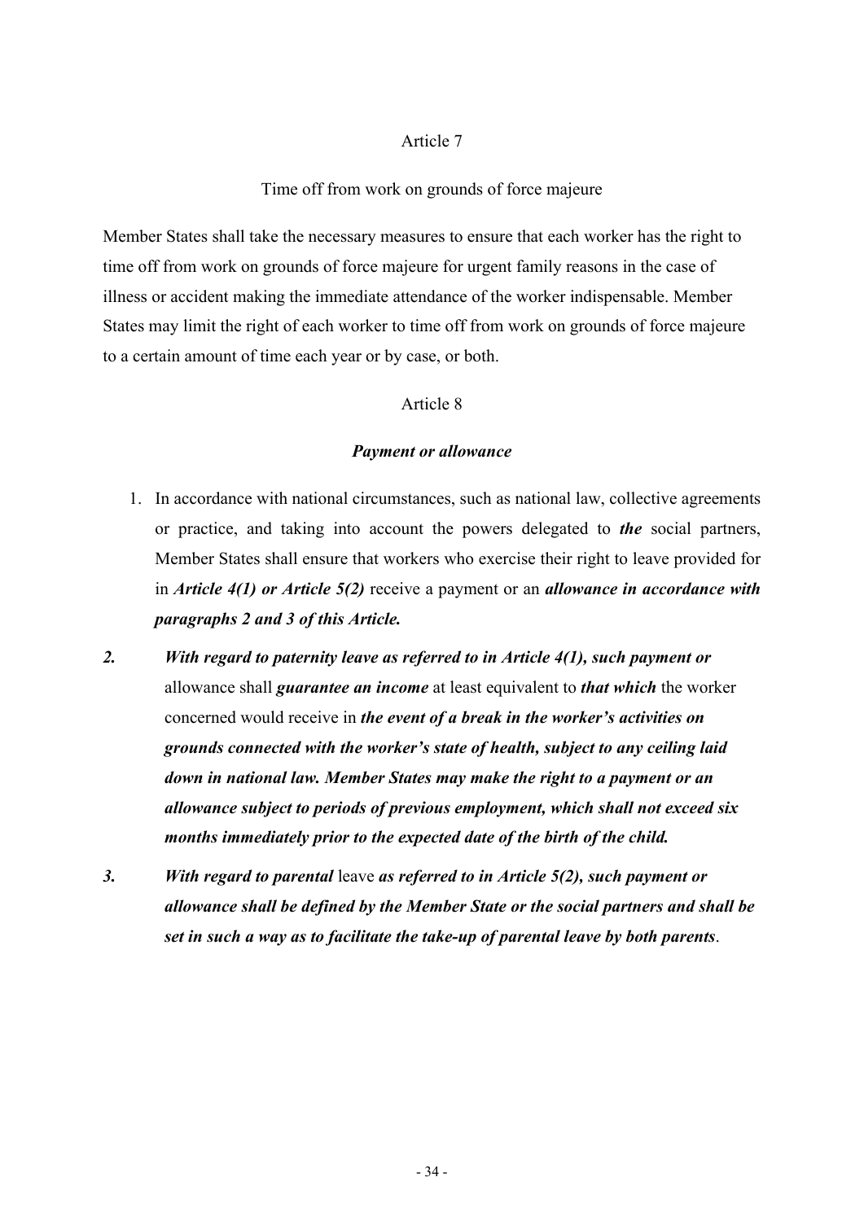Article 7

Time off from work on grounds of force majeure

Member States shall take the necessary measures to ensure that each worker has the right to time off from work on grounds of force majeure for urgent family reasons in the case of illness or accident making the immediate attendance of the worker indispensable. Member States may limit the right of each worker to time off from work on grounds of force majeure to a certain amount of time each year or by case, or both.

Article 8

***Payment or allowance***

1. In accordance with national circumstances, such as national law, collective agreements or practice, and taking into account the powers delegated to ***the*** social partners, Member States shall ensure that workers who exercise their right to leave provided for in ***Article 4(1) or Article 5(2)*** receive a payment or an ***allowance in accordance with paragraphs 2 and 3 of this Article.***

***2.*** ***With regard to paternity leave as referred to in Article 4(1), such payment or*** allowance shall ***guarantee an income*** at least equivalent to ***that which*** the worker concerned would receive in ***the event of a break in the worker's activities on grounds connected with the worker's state of health, subject to any ceiling laid down in national law. Member States may make the right to a payment or an allowance subject to periods of previous employment, which shall not exceed six months immediately prior to the expected date of the birth of the child.***

***3.*** ***With regard to parental*** leave ***as referred to in Article 5(2), such payment or allowance shall be defined by the Member State or the social partners and shall be set in such a way as to facilitate the take-up of parental leave by both parents***.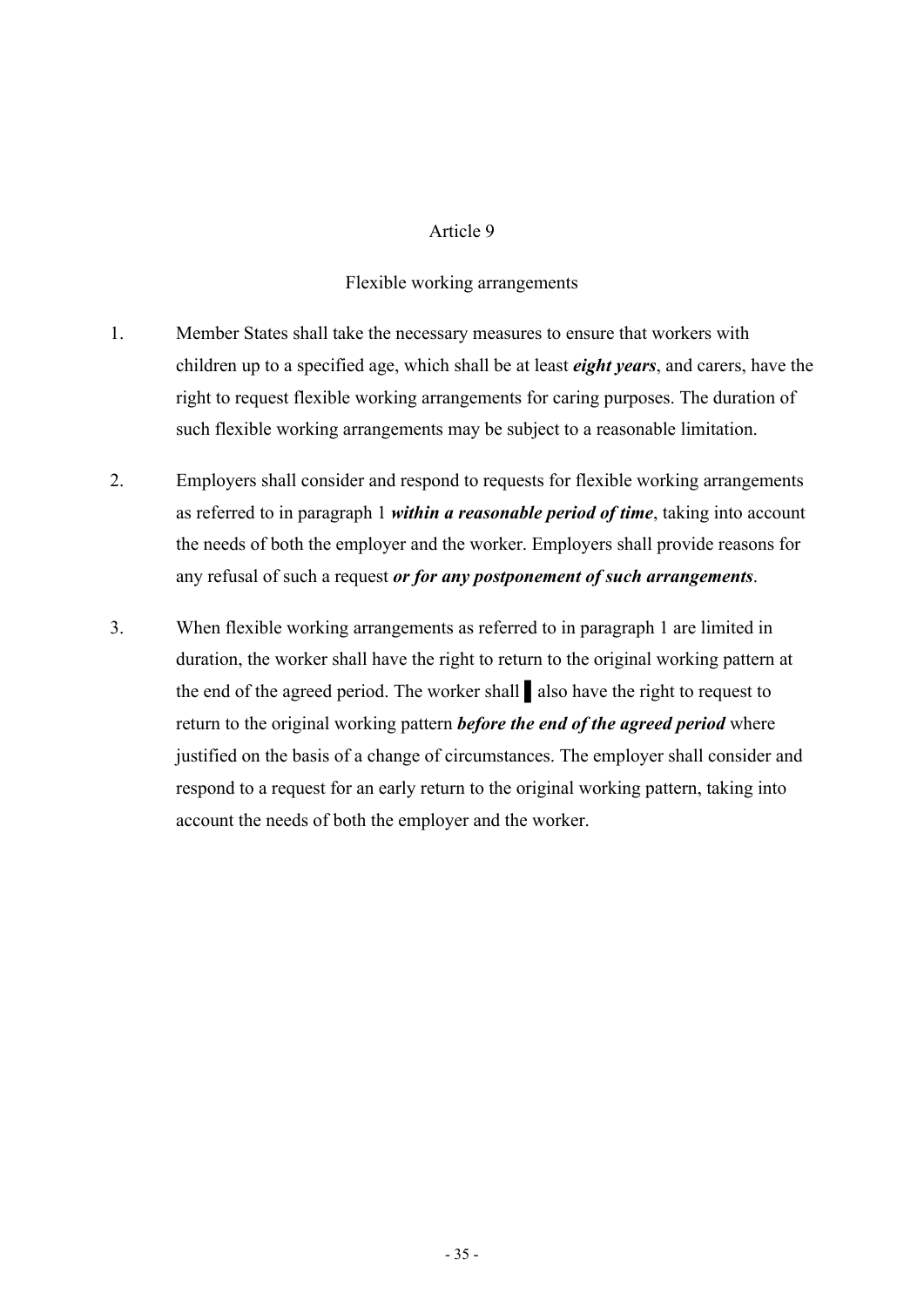Article 9

Flexible working arrangements

1. Member States shall take the necessary measures to ensure that workers with children up to a specified age, which shall be at least ***eight years***, and carers, have the right to request flexible working arrangements for caring purposes. The duration of such flexible working arrangements may be subject to a reasonable limitation.

2. Employers shall consider and respond to requests for flexible working arrangements as referred to in paragraph 1 ***within a reasonable period of time***, taking into account the needs of both the employer and the worker. Employers shall provide reasons for any refusal of such a request ***or for any postponement of such arrangements***.

3. When flexible working arrangements as referred to in paragraph 1 are limited in duration, the worker shall have the right to return to the original working pattern at the end of the agreed period. The worker shall ▌ also have the right to request to return to the original working pattern ***before the end of the agreed period*** where justified on the basis of a change of circumstances. The employer shall consider and respond to a request for an early return to the original working pattern, taking into account the needs of both the employer and the worker.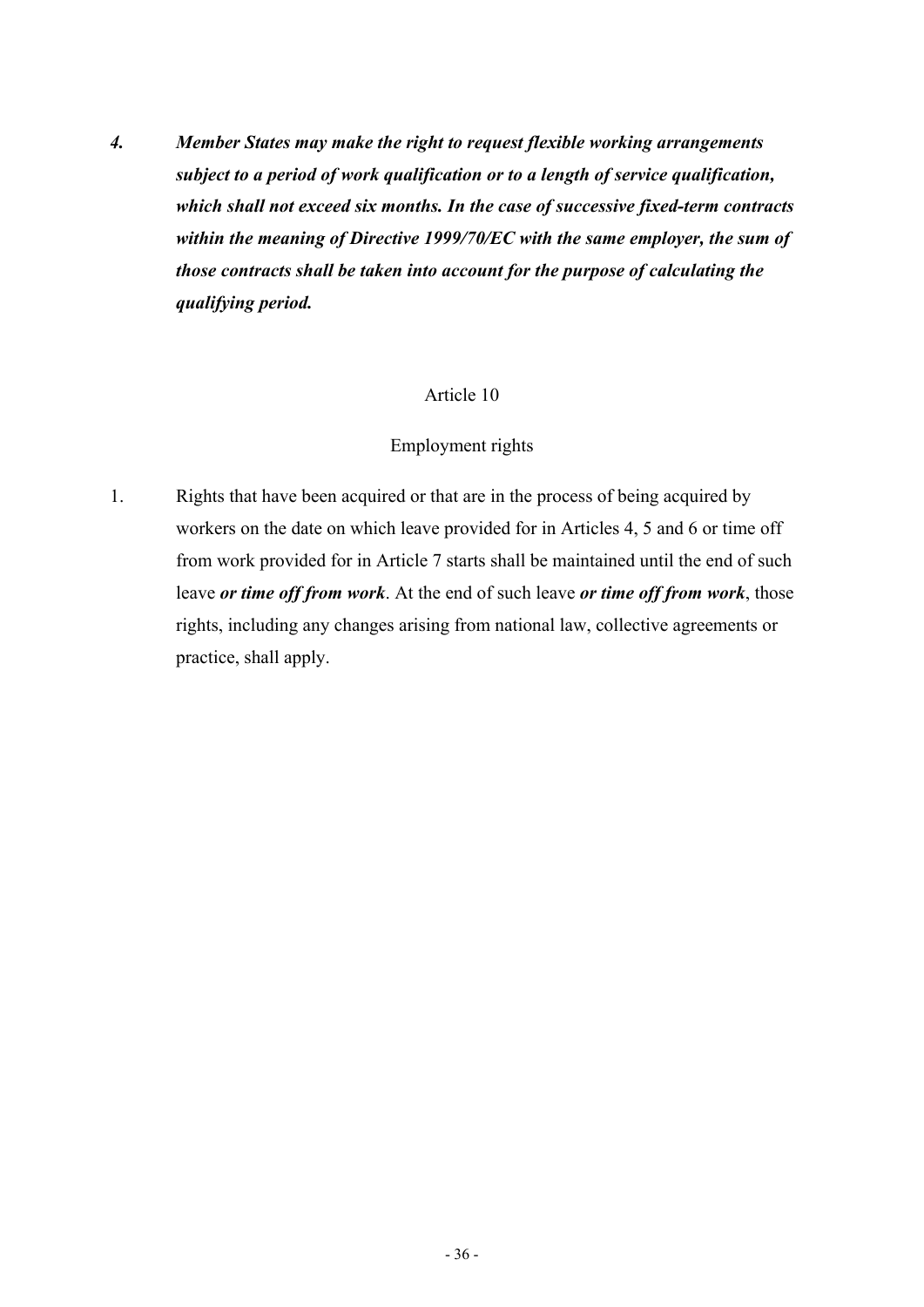***4. Member States may make the right to request flexible working arrangements subject to a period of work qualification or to a length of service qualification, which shall not exceed six months. In the case of successive fixed-term contracts within the meaning of Directive 1999/70/EC with the same employer, the sum of those contracts shall be taken into account for the purpose of calculating the qualifying period.***

Article 10

Employment rights

1. Rights that have been acquired or that are in the process of being acquired by workers on the date on which leave provided for in Articles 4, 5 and 6 or time off from work provided for in Article 7 starts shall be maintained until the end of such leave ***or time off from work***. At the end of such leave ***or time off from work***, those rights, including any changes arising from national law, collective agreements or practice, shall apply.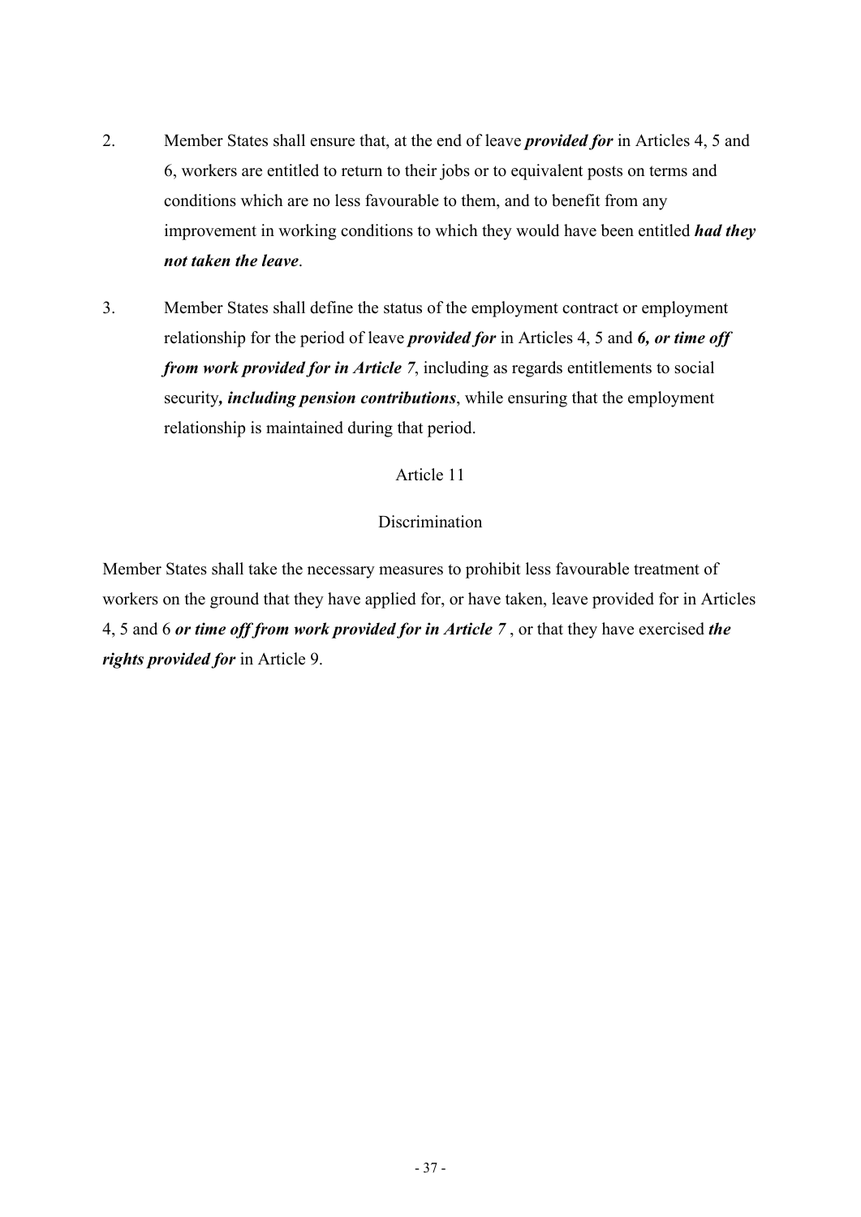2. Member States shall ensure that, at the end of leave ***provided for*** in Articles 4, 5 and 6, workers are entitled to return to their jobs or to equivalent posts on terms and conditions which are no less favourable to them, and to benefit from any improvement in working conditions to which they would have been entitled ***had they not taken the leave***.

3. Member States shall define the status of the employment contract or employment relationship for the period of leave ***provided for*** in Articles 4, 5 and ***6, or time off from work provided for in Article 7***, including as regards entitlements to social security***, including pension contributions***, while ensuring that the employment relationship is maintained during that period.

Article 11

Discrimination

Member States shall take the necessary measures to prohibit less favourable treatment of workers on the ground that they have applied for, or have taken, leave provided for in Articles 4, 5 and 6 ***or time off from work provided for in Article 7*** , or that they have exercised ***the rights provided for*** in Article 9.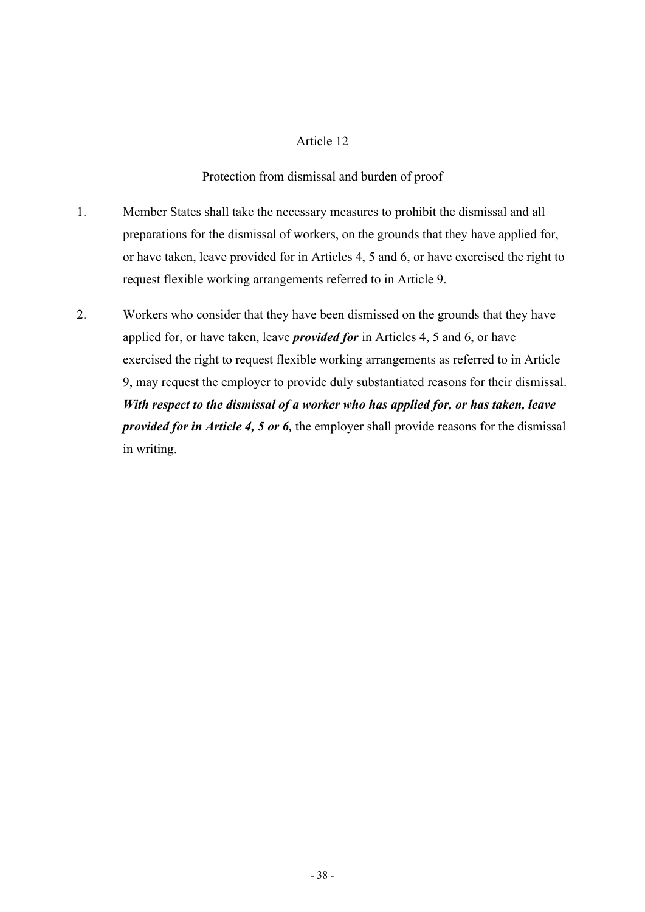Article 12

Protection from dismissal and burden of proof

1. Member States shall take the necessary measures to prohibit the dismissal and all preparations for the dismissal of workers, on the grounds that they have applied for, or have taken, leave provided for in Articles 4, 5 and 6, or have exercised the right to request flexible working arrangements referred to in Article 9.

2. Workers who consider that they have been dismissed on the grounds that they have applied for, or have taken, leave ***provided for*** in Articles 4, 5 and 6, or have exercised the right to request flexible working arrangements as referred to in Article 9, may request the employer to provide duly substantiated reasons for their dismissal. ***With respect to the dismissal of a worker who has applied for, or has taken, leave provided for in Article 4, 5 or 6,*** the employer shall provide reasons for the dismissal in writing.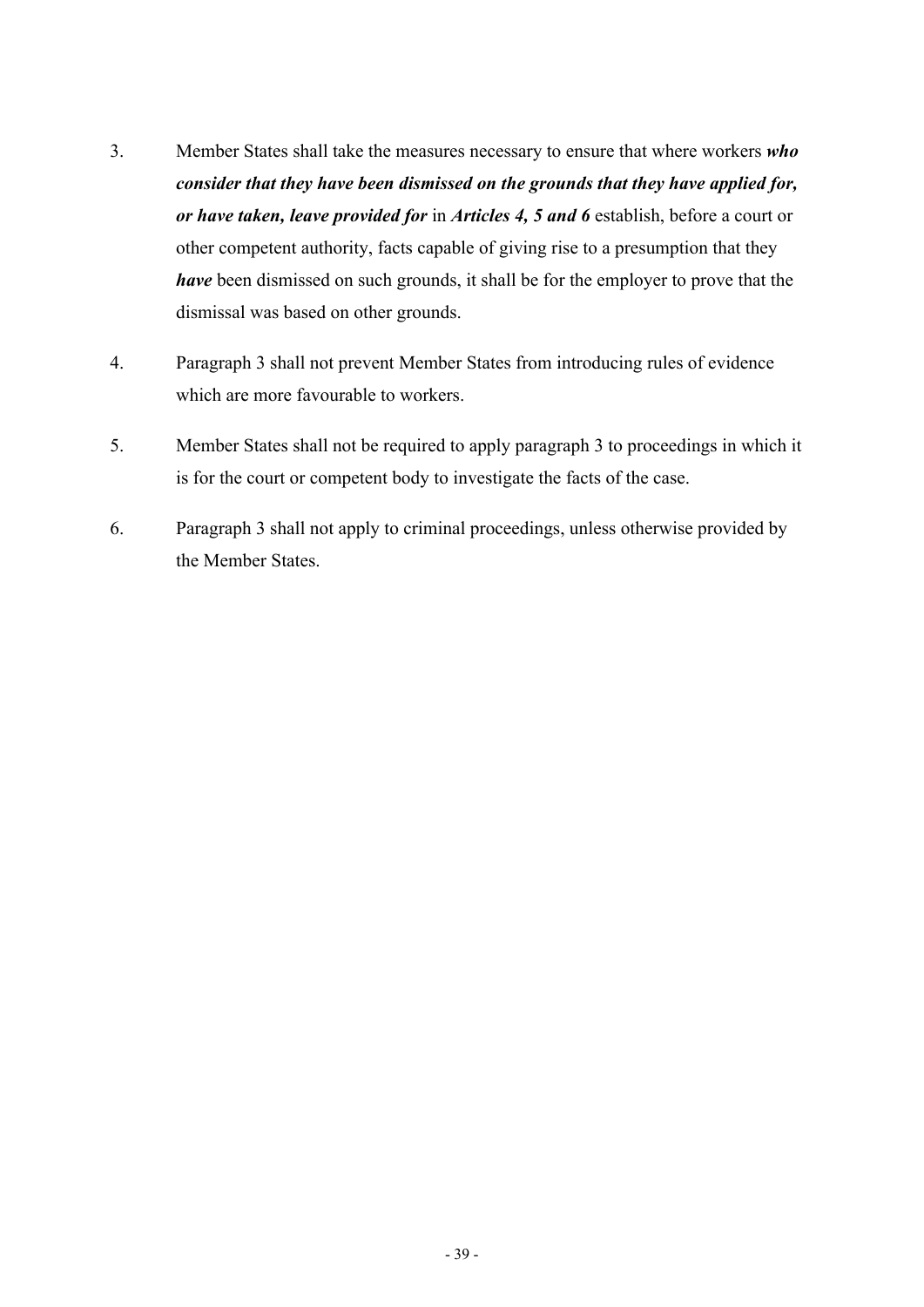3. Member States shall take the measures necessary to ensure that where workers ***who consider that they have been dismissed on the grounds that they have applied for, or have taken, leave provided for*** in ***Articles 4, 5 and 6*** establish, before a court or other competent authority, facts capable of giving rise to a presumption that they ***have*** been dismissed on such grounds, it shall be for the employer to prove that the dismissal was based on other grounds.

4. Paragraph 3 shall not prevent Member States from introducing rules of evidence which are more favourable to workers.

5. Member States shall not be required to apply paragraph 3 to proceedings in which it is for the court or competent body to investigate the facts of the case.

6. Paragraph 3 shall not apply to criminal proceedings, unless otherwise provided by the Member States.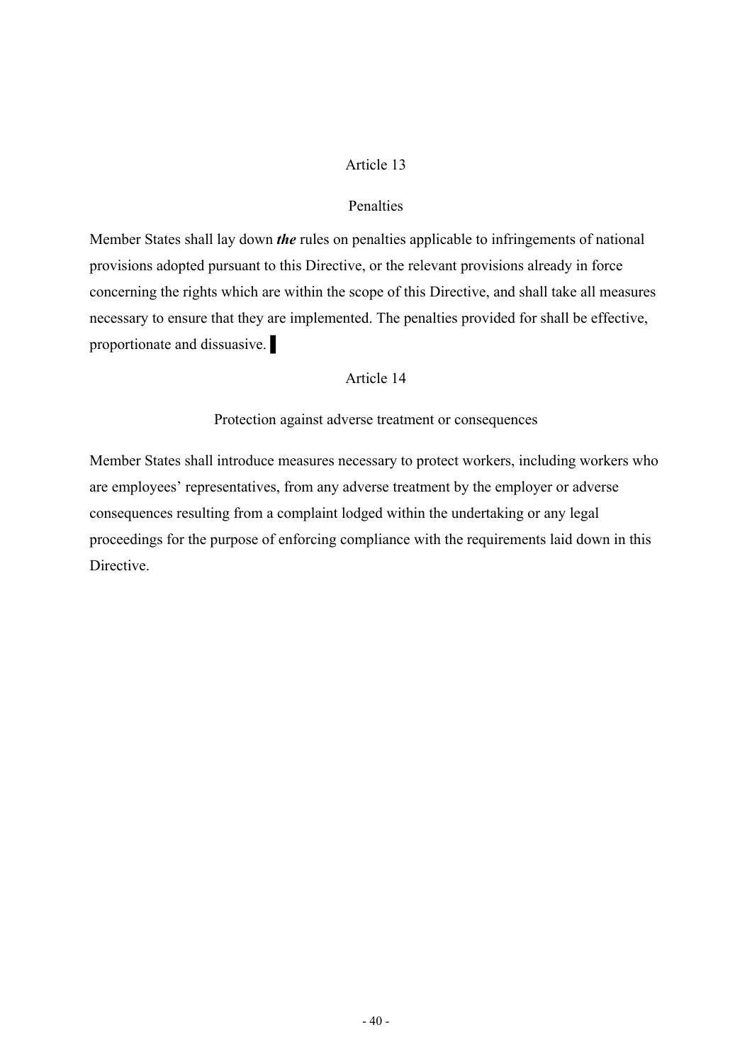Article 13

Penalties

Member States shall lay down ***the*** rules on penalties applicable to infringements of national provisions adopted pursuant to this Directive, or the relevant provisions already in force concerning the rights which are within the scope of this Directive, and shall take all measures necessary to ensure that they are implemented. The penalties provided for shall be effective, proportionate and dissuasive. ▌

Article 14

Protection against adverse treatment or consequences

Member States shall introduce measures necessary to protect workers, including workers who are employees' representatives, from any adverse treatment by the employer or adverse consequences resulting from a complaint lodged within the undertaking or any legal proceedings for the purpose of enforcing compliance with the requirements laid down in this Directive.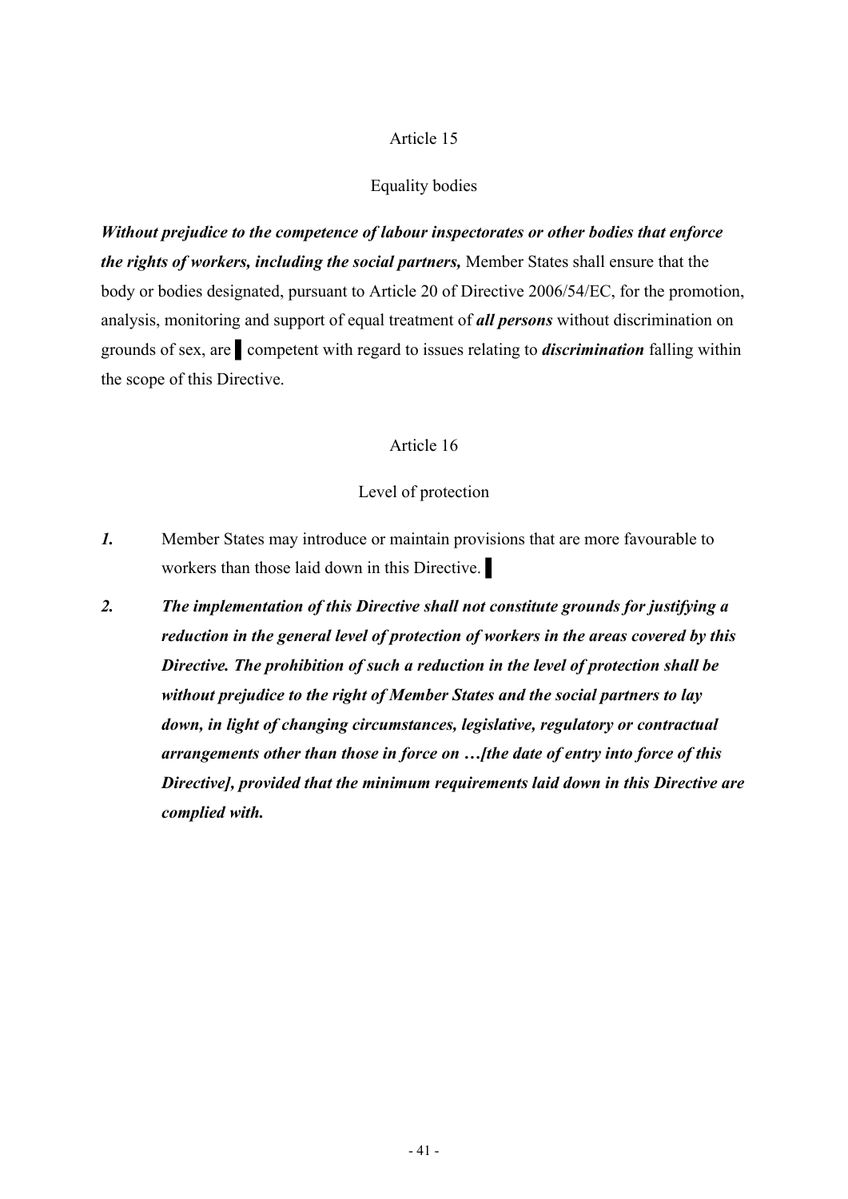Article 15

Equality bodies

***Without prejudice to the competence of labour inspectorates or other bodies that enforce the rights of workers, including the social partners,*** Member States shall ensure that the body or bodies designated, pursuant to Article 20 of Directive 2006/54/EC, for the promotion, analysis, monitoring and support of equal treatment of ***all persons*** without discrimination on grounds of sex, are ▌ competent with regard to issues relating to ***discrimination*** falling within the scope of this Directive.

Article 16

Level of protection

***1.*** Member States may introduce or maintain provisions that are more favourable to workers than those laid down in this Directive. ▌

***2. The implementation of this Directive shall not constitute grounds for justifying a reduction in the general level of protection of workers in the areas covered by this Directive. The prohibition of such a reduction in the level of protection shall be without prejudice to the right of Member States and the social partners to lay down, in light of changing circumstances, legislative, regulatory or contractual arrangements other than those in force on …[the date of entry into force of this Directive], provided that the minimum requirements laid down in this Directive are complied with.***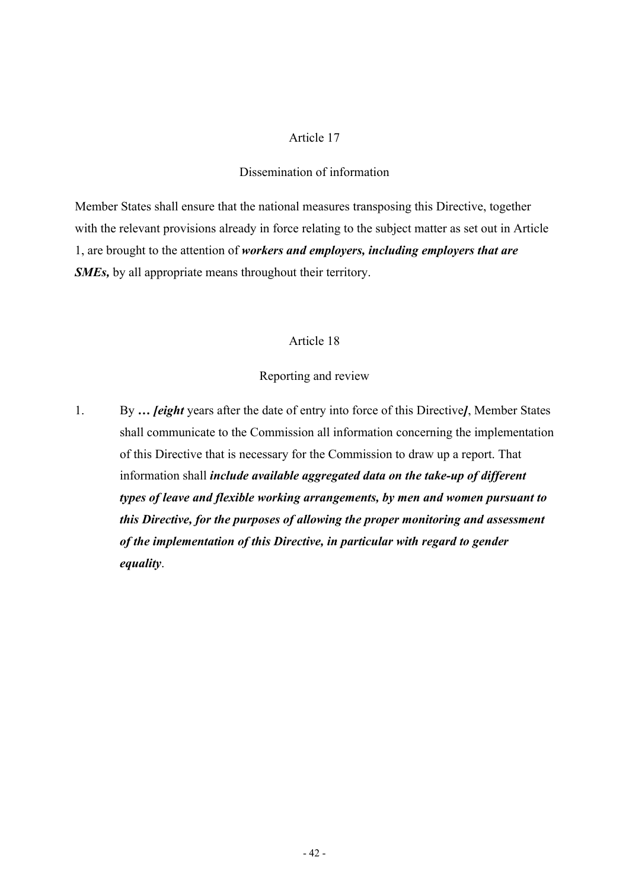Article 17

Dissemination of information

Member States shall ensure that the national measures transposing this Directive, together with the relevant provisions already in force relating to the subject matter as set out in Article 1, are brought to the attention of ***workers and employers, including employers that are SMEs,*** by all appropriate means throughout their territory.

Article 18

Reporting and review

1. By ***… [eight*** years after the date of entry into force of this Directive***]***, Member States shall communicate to the Commission all information concerning the implementation of this Directive that is necessary for the Commission to draw up a report. That information shall ***include available aggregated data on the take-up of different types of leave and flexible working arrangements, by men and women pursuant to this Directive, for the purposes of allowing the proper monitoring and assessment of the implementation of this Directive, in particular with regard to gender equality***.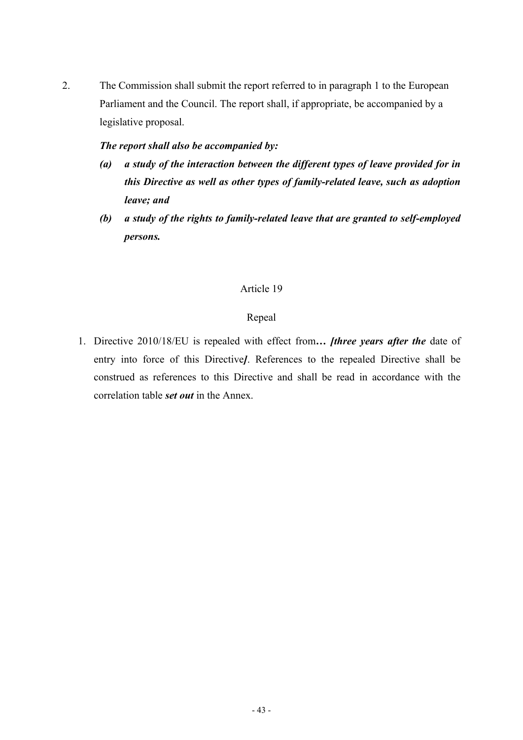2. The Commission shall submit the report referred to in paragraph 1 to the European Parliament and the Council. The report shall, if appropriate, be accompanied by a legislative proposal.

***The report shall also be accompanied by:***

***(a) a study of the interaction between the different types of leave provided for in this Directive as well as other types of family-related leave, such as adoption leave; and***

***(b) a study of the rights to family-related leave that are granted to self-employed persons.***

Article 19

Repeal

1. Directive 2010/18/EU is repealed with effect from***… [three years after the*** date of entry into force of this Directive***]***. References to the repealed Directive shall be construed as references to this Directive and shall be read in accordance with the correlation table ***set out*** in the Annex.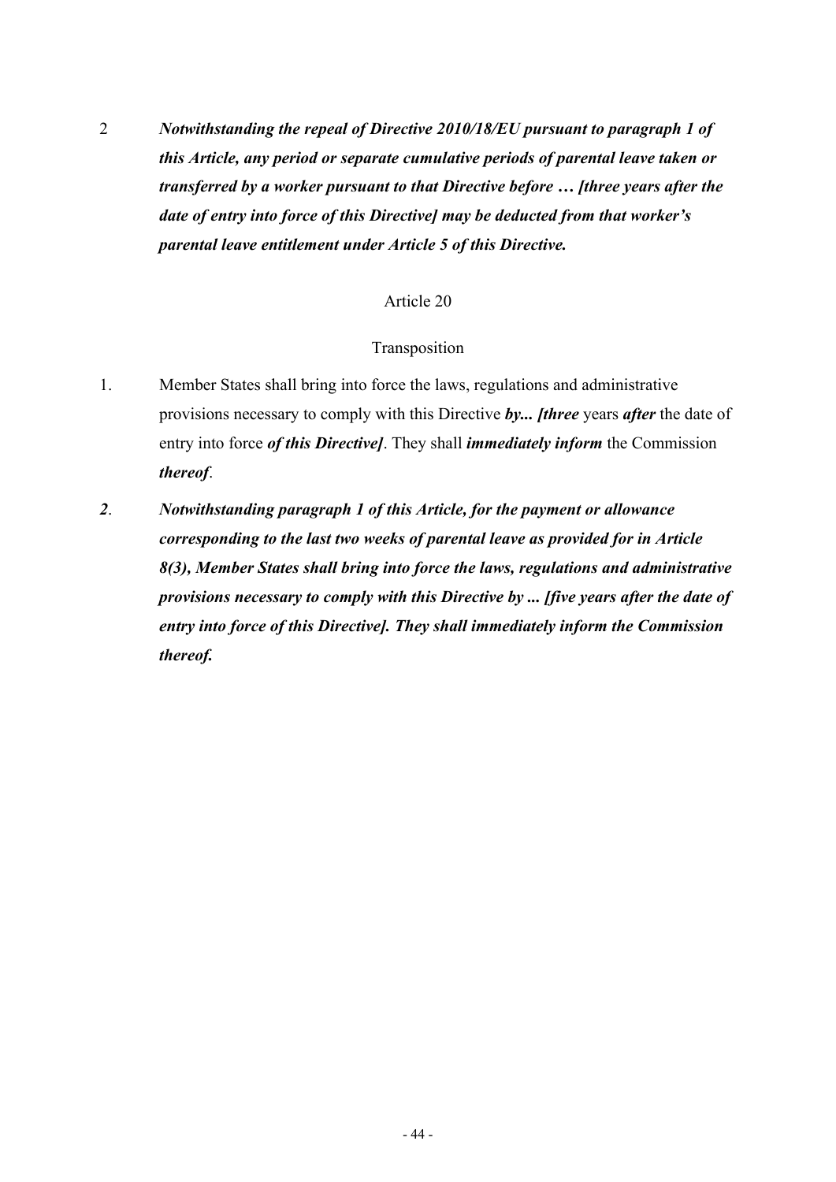2 ***Notwithstanding the repeal of Directive 2010/18/EU pursuant to paragraph 1 of this Article, any period or separate cumulative periods of parental leave taken or transferred by a worker pursuant to that Directive before … [three years after the date of entry into force of this Directive] may be deducted from that worker's parental leave entitlement under Article 5 of this Directive.***

Article 20

Transposition

1. Member States shall bring into force the laws, regulations and administrative provisions necessary to comply with this Directive ***by... [three*** years ***after*** the date of entry into force ***of this Directive]***. They shall ***immediately inform*** the Commission ***thereof***.

***2***. ***Notwithstanding paragraph 1 of this Article, for the payment or allowance corresponding to the last two weeks of parental leave as provided for in Article 8(3), Member States shall bring into force the laws, regulations and administrative provisions necessary to comply with this Directive by ... [five years after the date of entry into force of this Directive]. They shall immediately inform the Commission thereof.***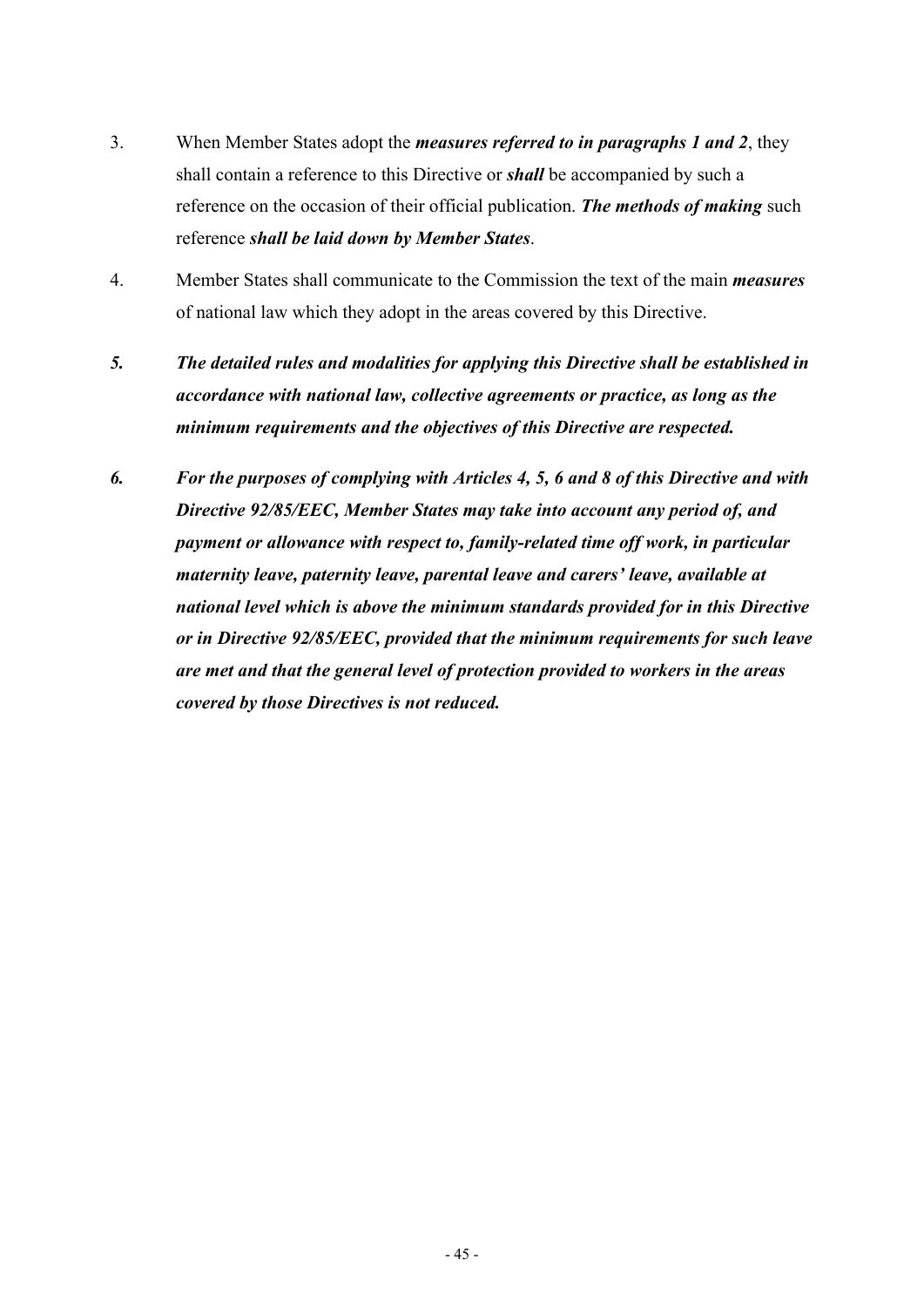3. When Member States adopt the ***measures referred to in paragraphs 1 and 2***, they shall contain a reference to this Directive or ***shall*** be accompanied by such a reference on the occasion of their official publication. ***The methods of making*** such reference ***shall be laid down by Member States***.

4. Member States shall communicate to the Commission the text of the main ***measures*** of national law which they adopt in the areas covered by this Directive.

***5. The detailed rules and modalities for applying this Directive shall be established in accordance with national law, collective agreements or practice, as long as the minimum requirements and the objectives of this Directive are respected.***

***6. For the purposes of complying with Articles 4, 5, 6 and 8 of this Directive and with Directive 92/85/EEC, Member States may take into account any period of, and payment or allowance with respect to, family-related time off work, in particular maternity leave, paternity leave, parental leave and carers' leave, available at national level which is above the minimum standards provided for in this Directive or in Directive 92/85/EEC, provided that the minimum requirements for such leave are met and that the general level of protection provided to workers in the areas covered by those Directives is not reduced.***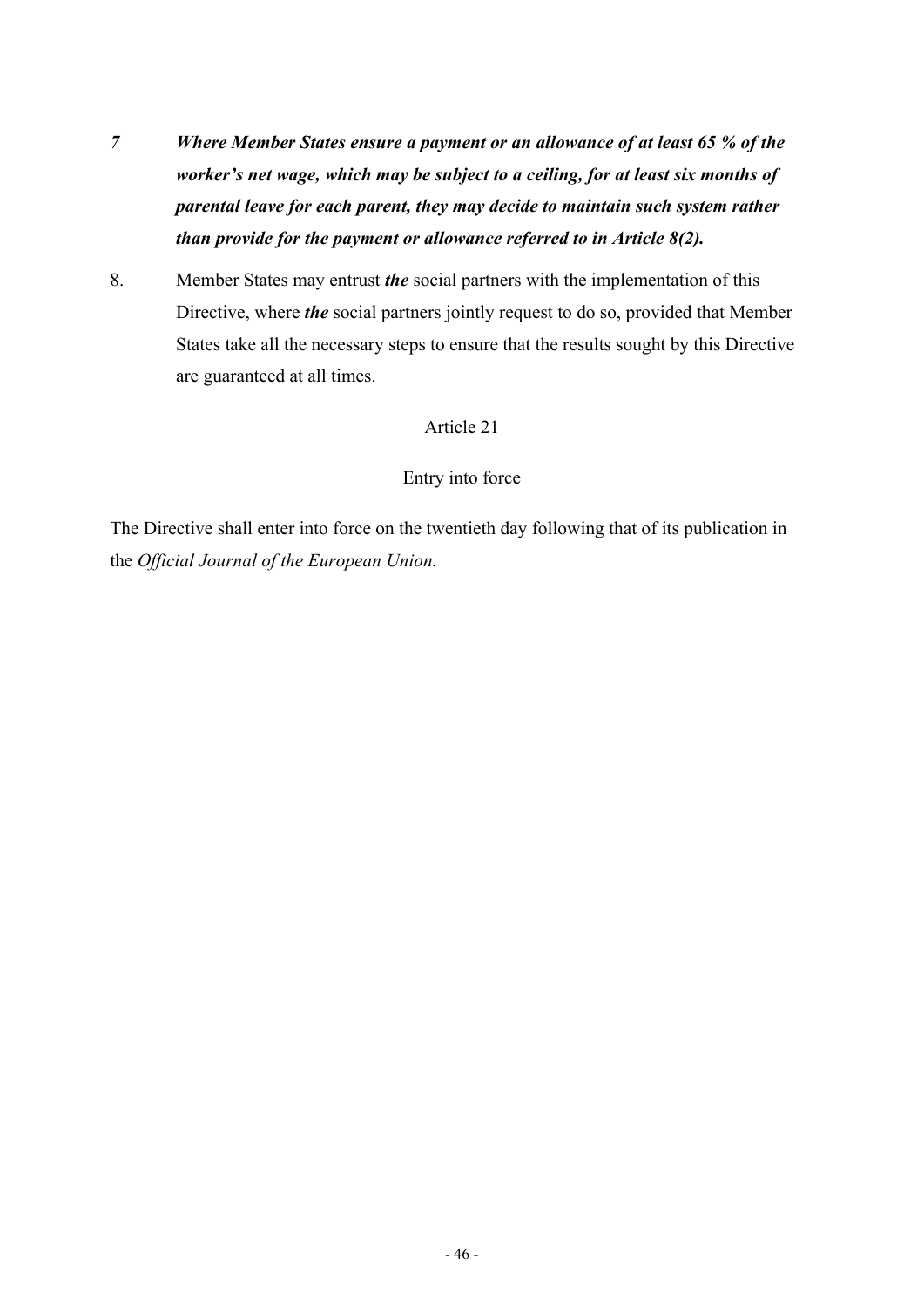*7* ***Where Member States ensure a payment or an allowance of at least 65 % of the worker's net wage, which may be subject to a ceiling, for at least six months of parental leave for each parent, they may decide to maintain such system rather than provide for the payment or allowance referred to in Article 8(2).***

8. Member States may entrust ***the*** social partners with the implementation of this Directive, where ***the*** social partners jointly request to do so, provided that Member States take all the necessary steps to ensure that the results sought by this Directive are guaranteed at all times.

Article 21

Entry into force

The Directive shall enter into force on the twentieth day following that of its publication in the *Official Journal of the European Union.*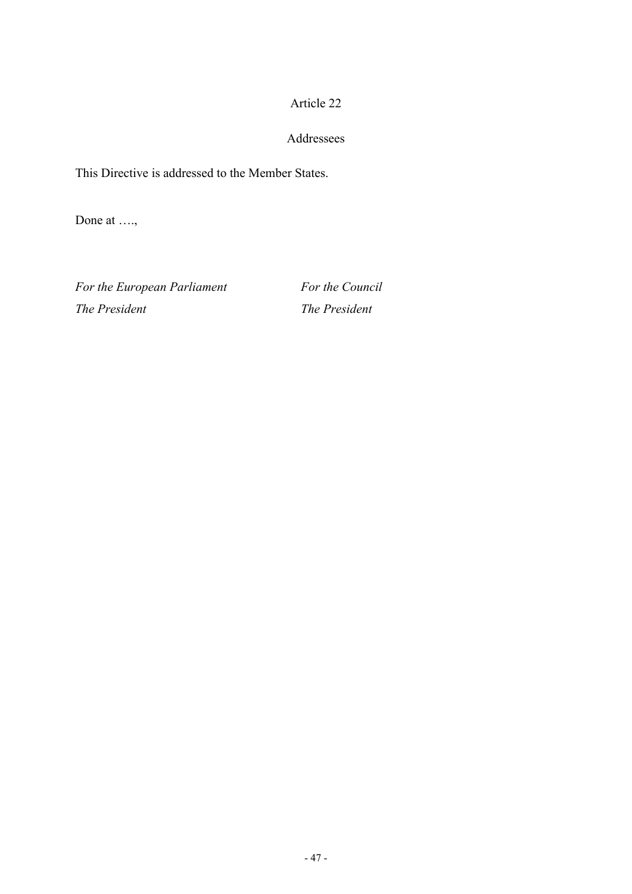Article 22

Addressees

This Directive is addressed to the Member States.

Done at ….,

*For the European Parliament* *For the Council*
*The President* *The President*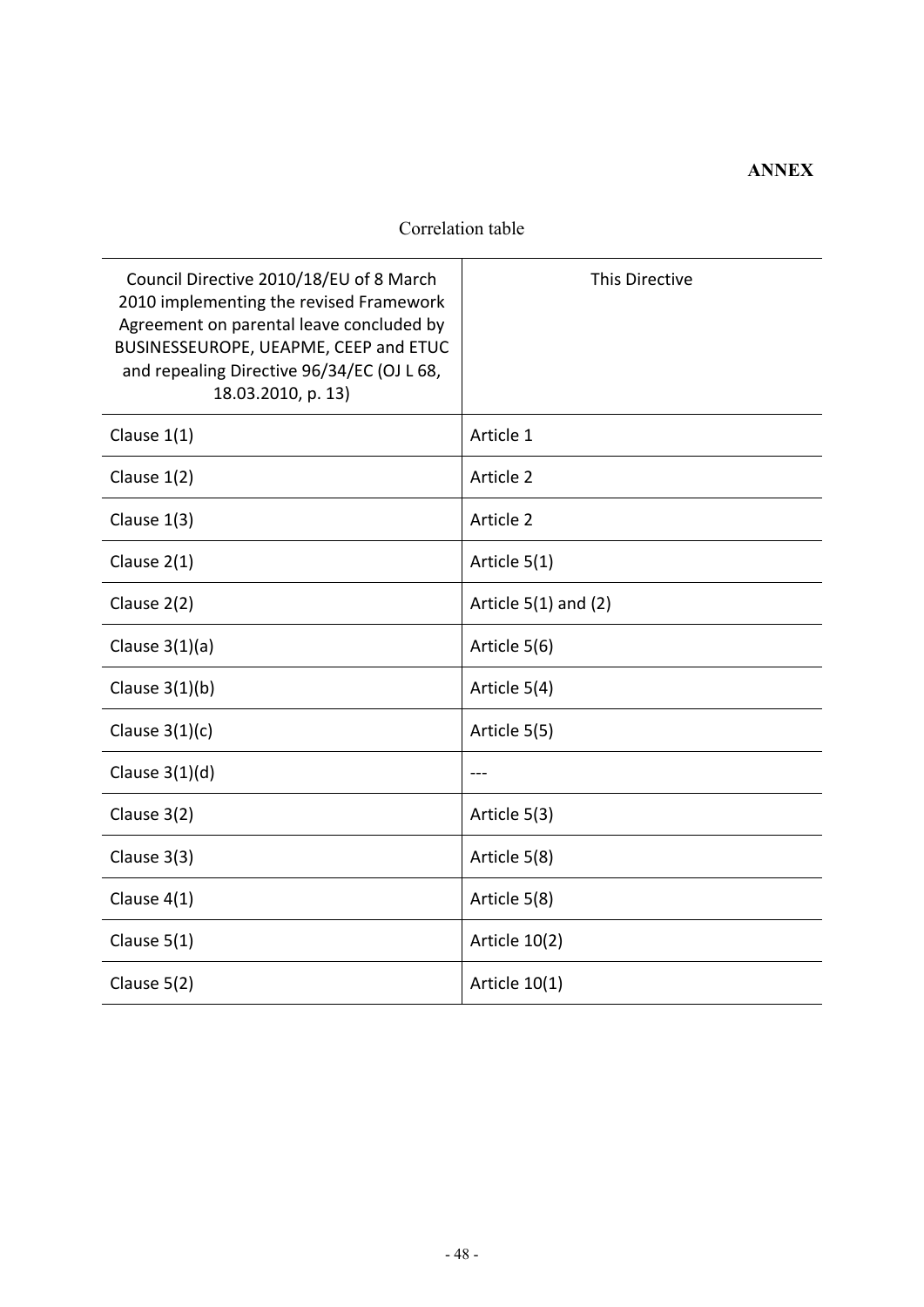**ANNEX**

Correlation table

| Council Directive 2010/18/EU of 8 March 2010 implementing the revised Framework Agreement on parental leave concluded by BUSINESSEUROPE, UEAPME, CEEP and ETUC and repealing Directive 96/34/EC (OJ L 68, 18.03.2010, p. 13) | This Directive |
|---|---|
| Clause 1(1) | Article 1 |
| Clause 1(2) | Article 2 |
| Clause 1(3) | Article 2 |
| Clause 2(1) | Article 5(1) |
| Clause 2(2) | Article 5(1) and (2) |
| Clause 3(1)(a) | Article 5(6) |
| Clause 3(1)(b) | Article 5(4) |
| Clause 3(1)(c) | Article 5(5) |
| Clause 3(1)(d) | --- |
| Clause 3(2) | Article 5(3) |
| Clause 3(3) | Article 5(8) |
| Clause 4(1) | Article 5(8) |
| Clause 5(1) | Article 10(2) |
| Clause 5(2) | Article 10(1) |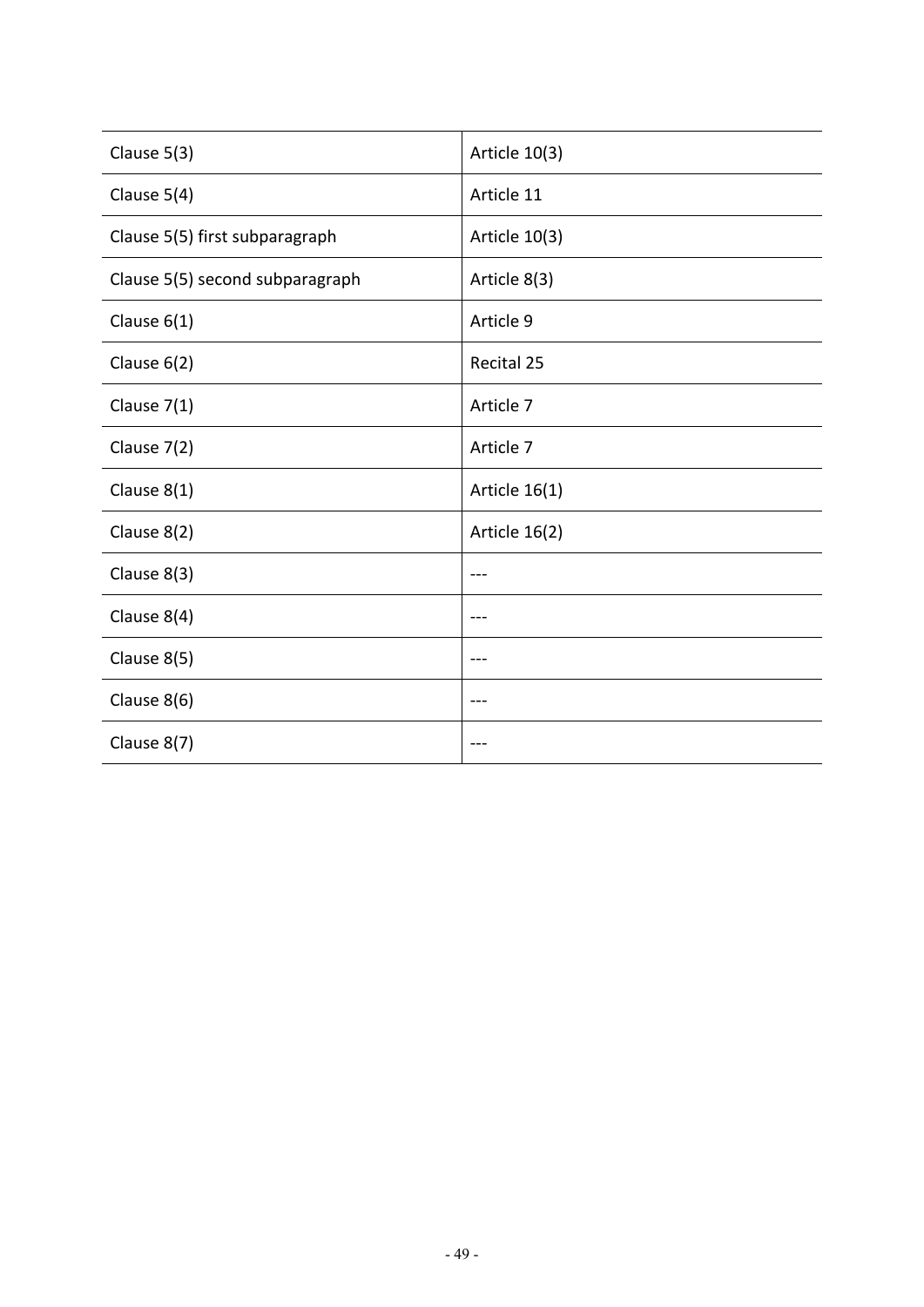| | |
|---|---|
| Clause 5(3) | Article 10(3) |
| Clause 5(4) | Article 11 |
| Clause 5(5) first subparagraph | Article 10(3) |
| Clause 5(5) second subparagraph | Article 8(3) |
| Clause 6(1) | Article 9 |
| Clause 6(2) | Recital 25 |
| Clause 7(1) | Article 7 |
| Clause 7(2) | Article 7 |
| Clause 8(1) | Article 16(1) |
| Clause 8(2) | Article 16(2) |
| Clause 8(3) | --- |
| Clause 8(4) | --- |
| Clause 8(5) | --- |
| Clause 8(6) | --- |
| Clause 8(7) | --- |